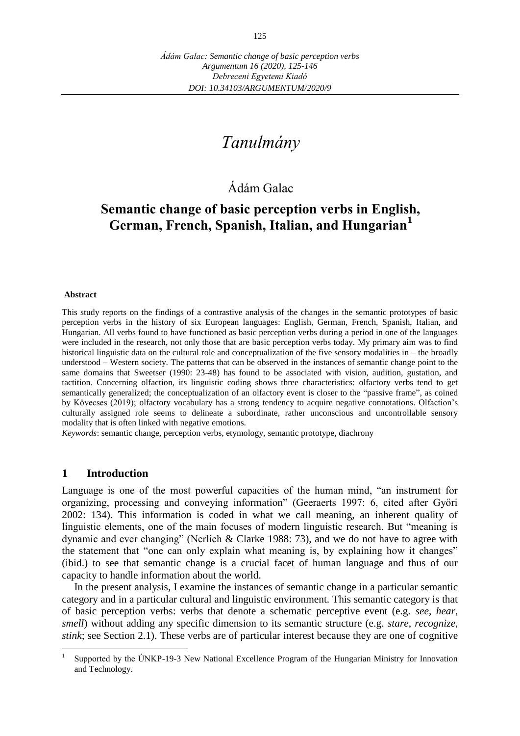# *Tanulmány*

Ádám Galac

## Semantic change of basic perception verbs in English, German, French, Spanish, Italian, and Hungarian[1]

**Abstract**

This study reports on the findings of a contrastive analysis of the changes in the semantic prototypes of basic perception verbs in the history of six European languages: English, German, French, Spanish, Italian, and Hungarian. All verbs found to have functioned as basic perception verbs during a period in one of the languages were included in the research, not only those that are basic perception verbs today. My primary aim was to find historical linguistic data on the cultural role and conceptualization of the five sensory modalities in – the broadly understood – Western society. The patterns that can be observed in the instances of semantic change point to the same domains that Sweetser (1990: 23-48) has found to be associated with vision, audition, gustation, and tactition. Concerning olfaction, its linguistic coding shows three characteristics: olfactory verbs tend to get semantically generalized; the conceptualization of an olfactory event is closer to the "passive frame", as coined by Kövecses (2019); olfactory vocabulary has a strong tendency to acquire negative connotations. Olfaction's culturally assigned role seems to delineate a subordinate, rather unconscious and uncontrollable sensory modality that is often linked with negative emotions.

*Keywords*: semantic change, perception verbs, etymology, semantic prototype, diachrony

## 1 Introduction

Language is one of the most powerful capacities of the human mind, "an instrument for organizing, processing and conveying information" (Geeraerts 1997: 6, cited after Győri 2002: 134). This information is coded in what we call meaning, an inherent quality of linguistic elements, one of the main focuses of modern linguistic research. But "meaning is dynamic and ever changing" (Nerlich & Clarke 1988: 73), and we do not have to agree with the statement that "one can only explain what meaning is, by explaining how it changes" (ibid.) to see that semantic change is a crucial facet of human language and thus of our capacity to handle information about the world.

In the present analysis, I examine the instances of semantic change in a particular semantic category and in a particular cultural and linguistic environment. This semantic category is that of basic perception verbs: verbs that denote a schematic perceptive event (e.g. *see*, *hear*, *smell*) without adding any specific dimension to its semantic structure (e.g. *stare*, *recognize*, *stink*; see Section 2.1). These verbs are of particular interest because they are one of cognitive

---

[1] Supported by the ÚNKP-19-3 New National Excellence Program of the Hungarian Ministry for Innovation and Technology.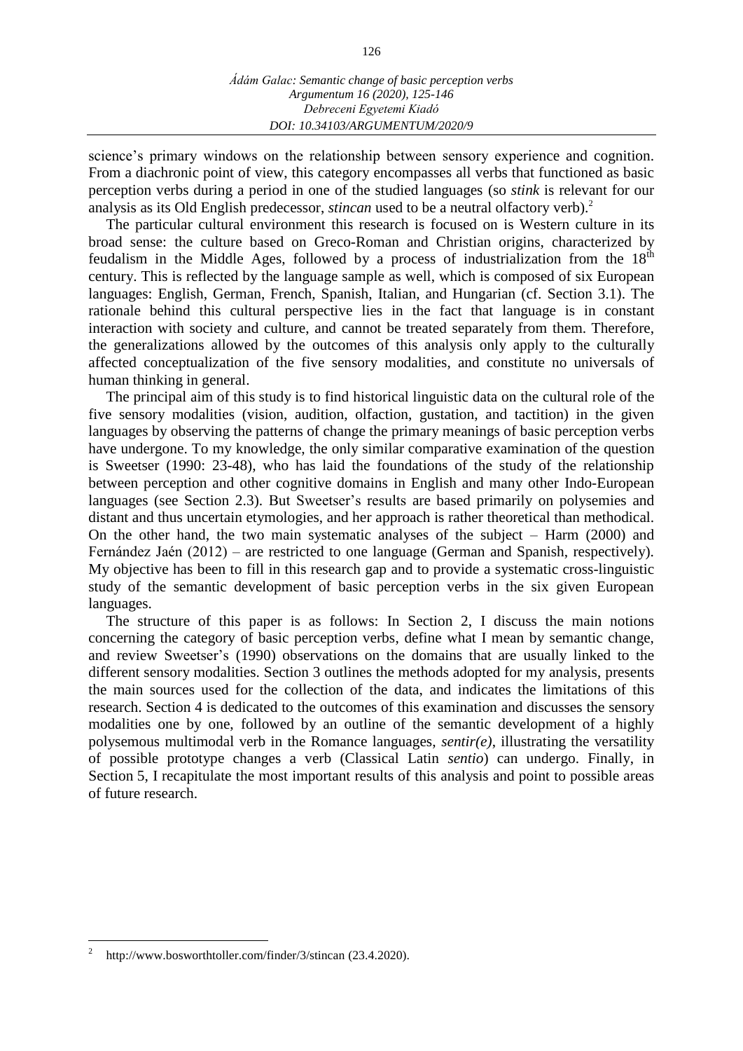science's primary windows on the relationship between sensory experience and cognition. From a diachronic point of view, this category encompasses all verbs that functioned as basic perception verbs during a period in one of the studied languages (so *stink* is relevant for our analysis as its Old English predecessor, *stincan* used to be a neutral olfactory verb).[2]

The particular cultural environment this research is focused on is Western culture in its broad sense: the culture based on Greco-Roman and Christian origins, characterized by feudalism in the Middle Ages, followed by a process of industrialization from the 18th century. This is reflected by the language sample as well, which is composed of six European languages: English, German, French, Spanish, Italian, and Hungarian (cf. Section 3.1). The rationale behind this cultural perspective lies in the fact that language is in constant interaction with society and culture, and cannot be treated separately from them. Therefore, the generalizations allowed by the outcomes of this analysis only apply to the culturally affected conceptualization of the five sensory modalities, and constitute no universals of human thinking in general.

The principal aim of this study is to find historical linguistic data on the cultural role of the five sensory modalities (vision, audition, olfaction, gustation, and tactition) in the given languages by observing the patterns of change the primary meanings of basic perception verbs have undergone. To my knowledge, the only similar comparative examination of the question is Sweetser (1990: 23-48), who has laid the foundations of the study of the relationship between perception and other cognitive domains in English and many other Indo-European languages (see Section 2.3). But Sweetser's results are based primarily on polysemies and distant and thus uncertain etymologies, and her approach is rather theoretical than methodical. On the other hand, the two main systematic analyses of the subject – Harm (2000) and Fernández Jaén (2012) – are restricted to one language (German and Spanish, respectively). My objective has been to fill in this research gap and to provide a systematic cross-linguistic study of the semantic development of basic perception verbs in the six given European languages.

The structure of this paper is as follows: In Section 2, I discuss the main notions concerning the category of basic perception verbs, define what I mean by semantic change, and review Sweetser's (1990) observations on the domains that are usually linked to the different sensory modalities. Section 3 outlines the methods adopted for my analysis, presents the main sources used for the collection of the data, and indicates the limitations of this research. Section 4 is dedicated to the outcomes of this examination and discusses the sensory modalities one by one, followed by an outline of the semantic development of a highly polysemous multimodal verb in the Romance languages, *sentir(e)*, illustrating the versatility of possible prototype changes a verb (Classical Latin *sentio*) can undergo. Finally, in Section 5, I recapitulate the most important results of this analysis and point to possible areas of future research.

---

[2] http://www.bosworthtoller.com/finder/3/stincan (23.4.2020).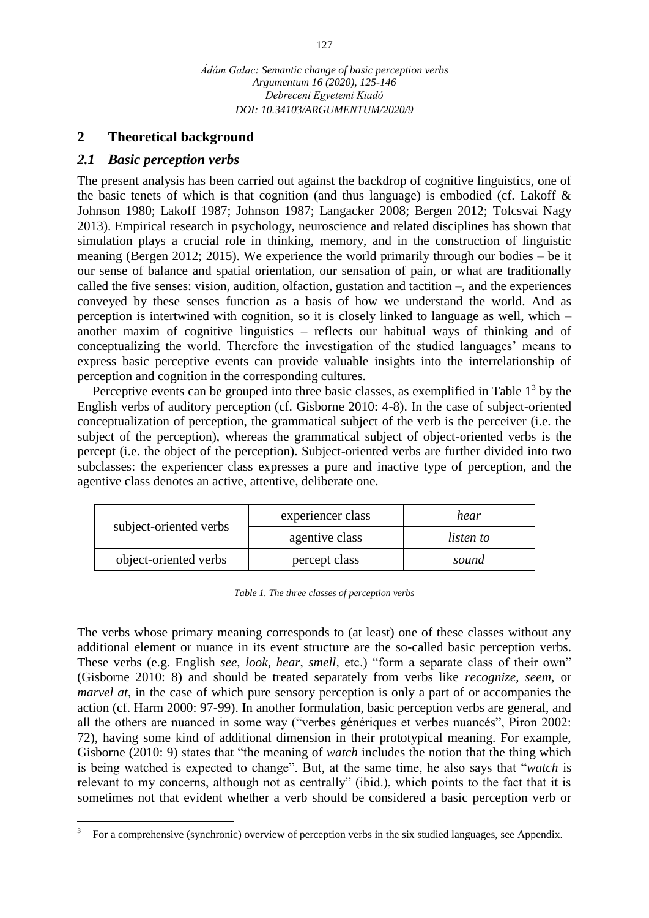## 2 Theoretical background

### 2.1 Basic perception verbs

The present analysis has been carried out against the backdrop of cognitive linguistics, one of the basic tenets of which is that cognition (and thus language) is embodied (cf. Lakoff & Johnson 1980; Lakoff 1987; Johnson 1987; Langacker 2008; Bergen 2012; Tolcsvai Nagy 2013). Empirical research in psychology, neuroscience and related disciplines has shown that simulation plays a crucial role in thinking, memory, and in the construction of linguistic meaning (Bergen 2012; 2015). We experience the world primarily through our bodies – be it our sense of balance and spatial orientation, our sensation of pain, or what are traditionally called the five senses: vision, audition, olfaction, gustation and taction –, and the experiences conveyed by these senses function as a basis of how we understand the world. And as perception is intertwined with cognition, so it is closely linked to language as well, which – another maxim of cognitive linguistics – reflects our habitual ways of thinking and of conceptualizing the world. Therefore the investigation of the studied languages' means to express basic perceptive events can provide valuable insights into the interrelationship of perception and cognition in the corresponding cultures.

Perceptive events can be grouped into three basic classes, as exemplified in Table 1[3] by the English verbs of auditory perception (cf. Gisborne 2010: 4-8). In the case of subject-oriented conceptualization of perception, the grammatical subject of the verb is the perceiver (i.e. the subject of the perception), whereas the grammatical subject of object-oriented verbs is the percept (i.e. the object of the perception). Subject-oriented verbs are further divided into two subclasses: the experiencer class expresses a pure and inactive type of perception, and the agentive class denotes an active, attentive, deliberate one.

| | | |
|---|---|---|
| subject-oriented verbs | experiencer class | *hear* |
| | agentive class | *listen to* |
| object-oriented verbs | percept class | *sound* |

*Table 1. The three classes of perception verbs*

The verbs whose primary meaning corresponds to (at least) one of these classes without any additional element or nuance in its event structure are the so-called basic perception verbs. These verbs (e.g. English *see*, *look*, *hear*, *smell*, etc.) "form a separate class of their own" (Gisborne 2010: 8) and should be treated separately from verbs like *recognize*, *seem*, or *marvel at*, in the case of which pure sensory perception is only a part of or accompanies the action (cf. Harm 2000: 97-99). In another formulation, basic perception verbs are general, and all the others are nuanced in some way ("verbes génériques et verbes nuancés", Piron 2002: 72), having some kind of additional dimension in their prototypical meaning. For example, Gisborne (2010: 9) states that "the meaning of *watch* includes the notion that the thing which is being watched is expected to change". But, at the same time, he also says that "*watch* is relevant to my concerns, although not as centrally" (ibid.), which points to the fact that it is sometimes not that evident whether a verb should be considered a basic perception verb or

[3] For a comprehensive (synchronic) overview of perception verbs in the six studied languages, see Appendix.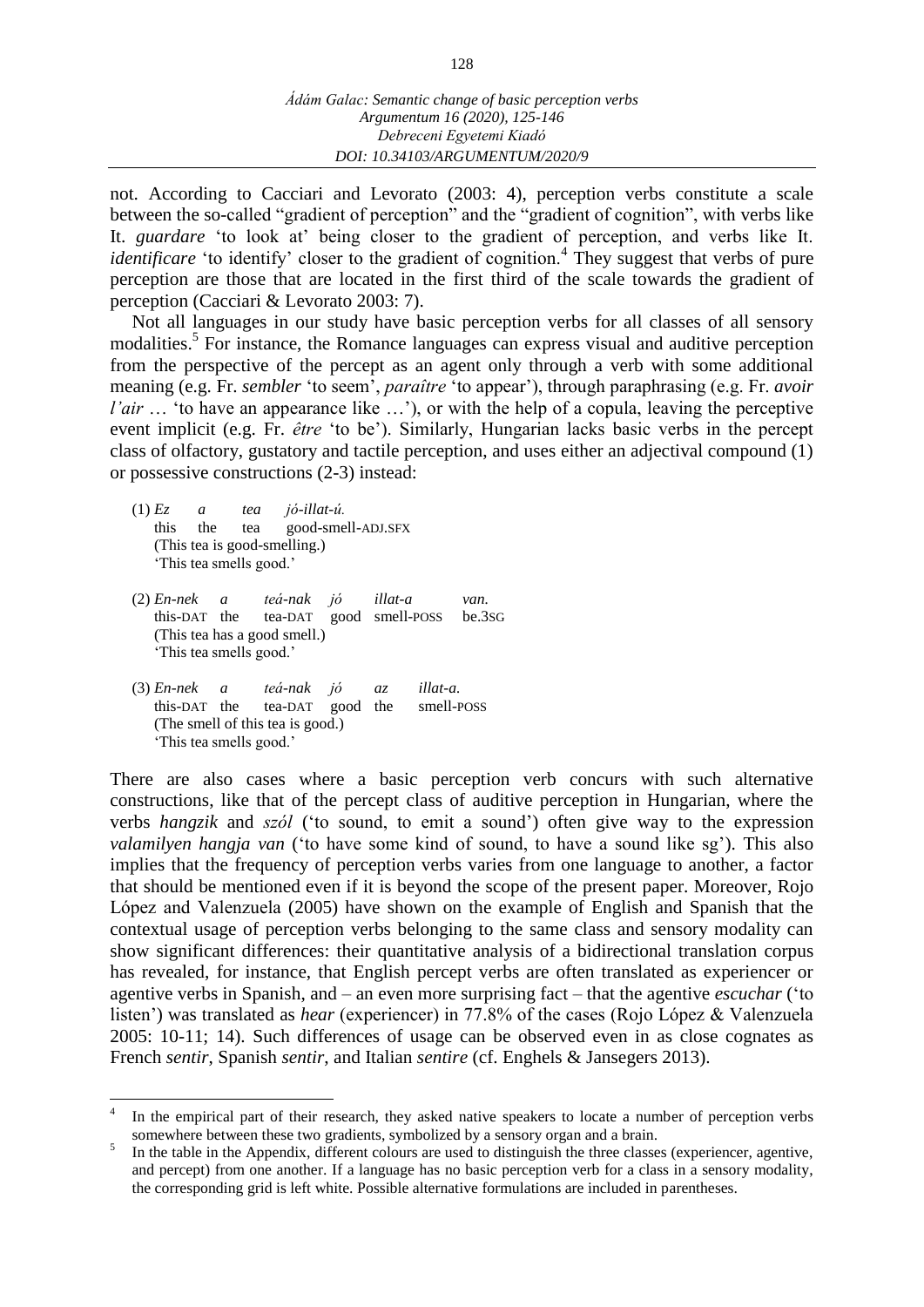not. According to Cacciari and Levorato (2003: 4), perception verbs constitute a scale between the so-called "gradient of perception" and the "gradient of cognition", with verbs like It. *guardare* 'to look at' being closer to the gradient of perception, and verbs like It. *identificare* 'to identify' closer to the gradient of cognition.[4] They suggest that verbs of pure perception are those that are located in the first third of the scale towards the gradient of perception (Cacciari & Levorato 2003: 7).

Not all languages in our study have basic perception verbs for all classes of all sensory modalities.[5] For instance, the Romance languages can express visual and auditive perception from the perspective of the percept as an agent only through a verb with some additional meaning (e.g. Fr. *sembler* 'to seem', *paraître* 'to appear'), through paraphrasing (e.g. Fr. *avoir l'air* … 'to have an appearance like …'), or with the help of a copula, leaving the perceptive event implicit (e.g. Fr. *être* 'to be'). Similarly, Hungarian lacks basic verbs in the percept class of olfactory, gustatory and tactile perception, and uses either an adjectival compound (1) or possessive constructions (2-3) instead:

(1) *Ez a tea jó-illat-ú.*
this the tea good-smell-ADJ.SFX
(This tea is good-smelling.)
'This tea smells good.'

(2) *En-nek a teá-nak jó illat-a van.*
this-DAT the tea-DAT good smell-POSS be.3SG
(This tea has a good smell.)
'This tea smells good.'

(3) *En-nek a teá-nak jó az illat-a.*
this-DAT the tea-DAT good the smell-POSS
(The smell of this tea is good.)
'This tea smells good.'

There are also cases where a basic perception verb concurs with such alternative constructions, like that of the percept class of auditive perception in Hungarian, where the verbs *hangzik* and *szól* ('to sound, to emit a sound') often give way to the expression *valamilyen hangja van* ('to have some kind of sound, to have a sound like sg'). This also implies that the frequency of perception verbs varies from one language to another, a factor that should be mentioned even if it is beyond the scope of the present paper. Moreover, Rojo López and Valenzuela (2005) have shown on the example of English and Spanish that the contextual usage of perception verbs belonging to the same class and sensory modality can show significant differences: their quantitative analysis of a bidirectional translation corpus has revealed, for instance, that English percept verbs are often translated as experiencer or agentive verbs in Spanish, and – an even more surprising fact – that the agentive *escuchar* ('to listen') was translated as *hear* (experiencer) in 77.8% of the cases (Rojo López & Valenzuela 2005: 10-11; 14). Such differences of usage can be observed even in as close cognates as French *sentir*, Spanish *sentir*, and Italian *sentire* (cf. Enghels & Jansegers 2013).

---

[4] In the empirical part of their research, they asked native speakers to locate a number of perception verbs somewhere between these two gradients, symbolized by a sensory organ and a brain.

[5] In the table in the Appendix, different colours are used to distinguish the three classes (experiencer, agentive, and percept) from one another. If a language has no basic perception verb for a class in a sensory modality, the corresponding grid is left white. Possible alternative formulations are included in parentheses.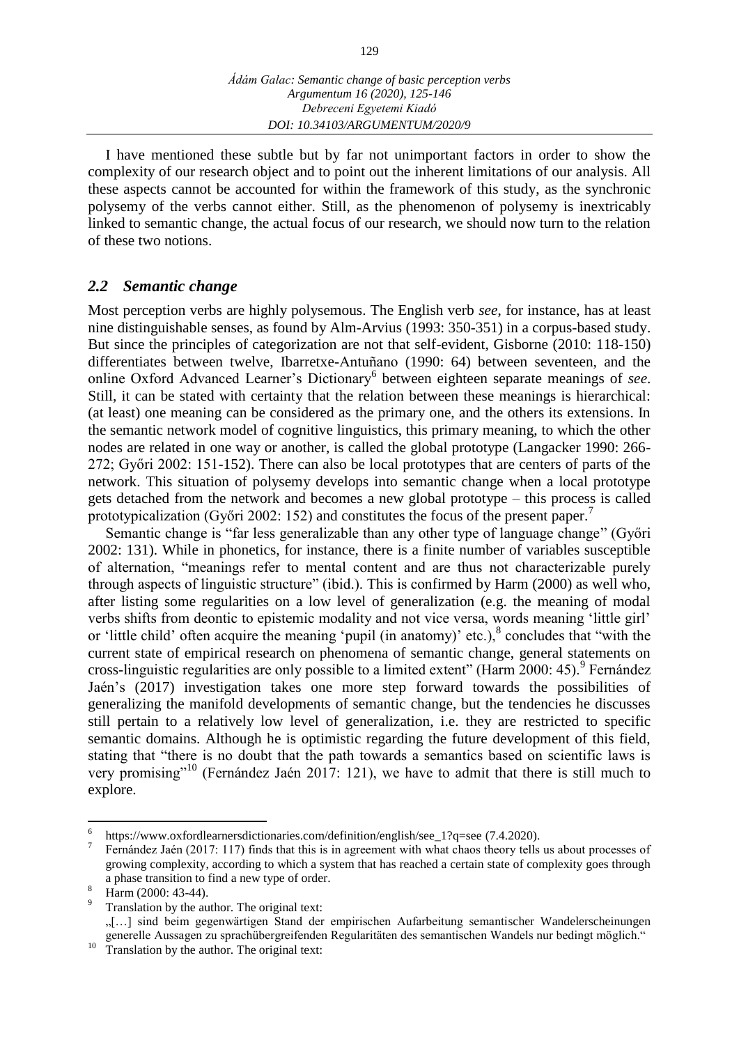I have mentioned these subtle but by far not unimportant factors in order to show the complexity of our research object and to point out the inherent limitations of our analysis. All these aspects cannot be accounted for within the framework of this study, as the synchronic polysemy of the verbs cannot either. Still, as the phenomenon of polysemy is inextricably linked to semantic change, the actual focus of our research, we should now turn to the relation of these two notions.

## *2.2 Semantic change*

Most perception verbs are highly polysemous. The English verb *see*, for instance, has at least nine distinguishable senses, as found by Alm-Arvius (1993: 350-351) in a corpus-based study. But since the principles of categorization are not that self-evident, Gisborne (2010: 118-150) differentiates between twelve, Ibarretxe-Antuñano (1990: 64) between seventeen, and the online Oxford Advanced Learner's Dictionary[6] between eighteen separate meanings of *see*. Still, it can be stated with certainty that the relation between these meanings is hierarchical: (at least) one meaning can be considered as the primary one, and the others its extensions. In the semantic network model of cognitive linguistics, this primary meaning, to which the other nodes are related in one way or another, is called the global prototype (Langacker 1990: 266-272; Győri 2002: 151-152). There can also be local prototypes that are centers of parts of the network. This situation of polysemy develops into semantic change when a local prototype gets detached from the network and becomes a new global prototype – this process is called prototypicalization (Győri 2002: 152) and constitutes the focus of the present paper.[7]

Semantic change is "far less generalizable than any other type of language change" (Győri 2002: 131). While in phonetics, for instance, there is a finite number of variables susceptible of alternation, "meanings refer to mental content and are thus not characterizable purely through aspects of linguistic structure" (ibid.). This is confirmed by Harm (2000) as well who, after listing some regularities on a low level of generalization (e.g. the meaning of modal verbs shifts from deontic to epistemic modality and not vice versa, words meaning 'little girl' or 'little child' often acquire the meaning 'pupil (in anatomy)' etc.),[8] concludes that "with the current state of empirical research on phenomena of semantic change, general statements on cross-linguistic regularities are only possible to a limited extent" (Harm 2000: 45).[9] Fernández Jaén's (2017) investigation takes one more step forward towards the possibilities of generalizing the manifold developments of semantic change, but the tendencies he discusses still pertain to a relatively low level of generalization, i.e. they are restricted to specific semantic domains. Although he is optimistic regarding the future development of this field, stating that "there is no doubt that the path towards a semantics based on scientific laws is very promising"[10] (Fernández Jaén 2017: 121), we have to admit that there is still much to explore.

---

[6] https://www.oxfordlearnersdictionaries.com/definition/english/see_1?q=see (7.4.2020).

[7] Fernández Jaén (2017: 117) finds that this is in agreement with what chaos theory tells us about processes of growing complexity, according to which a system that has reached a certain state of complexity goes through a phase transition to find a new type of order.

[8] Harm (2000: 43-44).

[9] Translation by the author. The original text:
„[…] sind beim gegenwärtigen Stand der empirischen Aufarbeitung semantischer Wandelerscheinungen generelle Aussagen zu sprachübergreifenden Regularitäten des semantischen Wandels nur bedingt möglich."

[10] Translation by the author. The original text: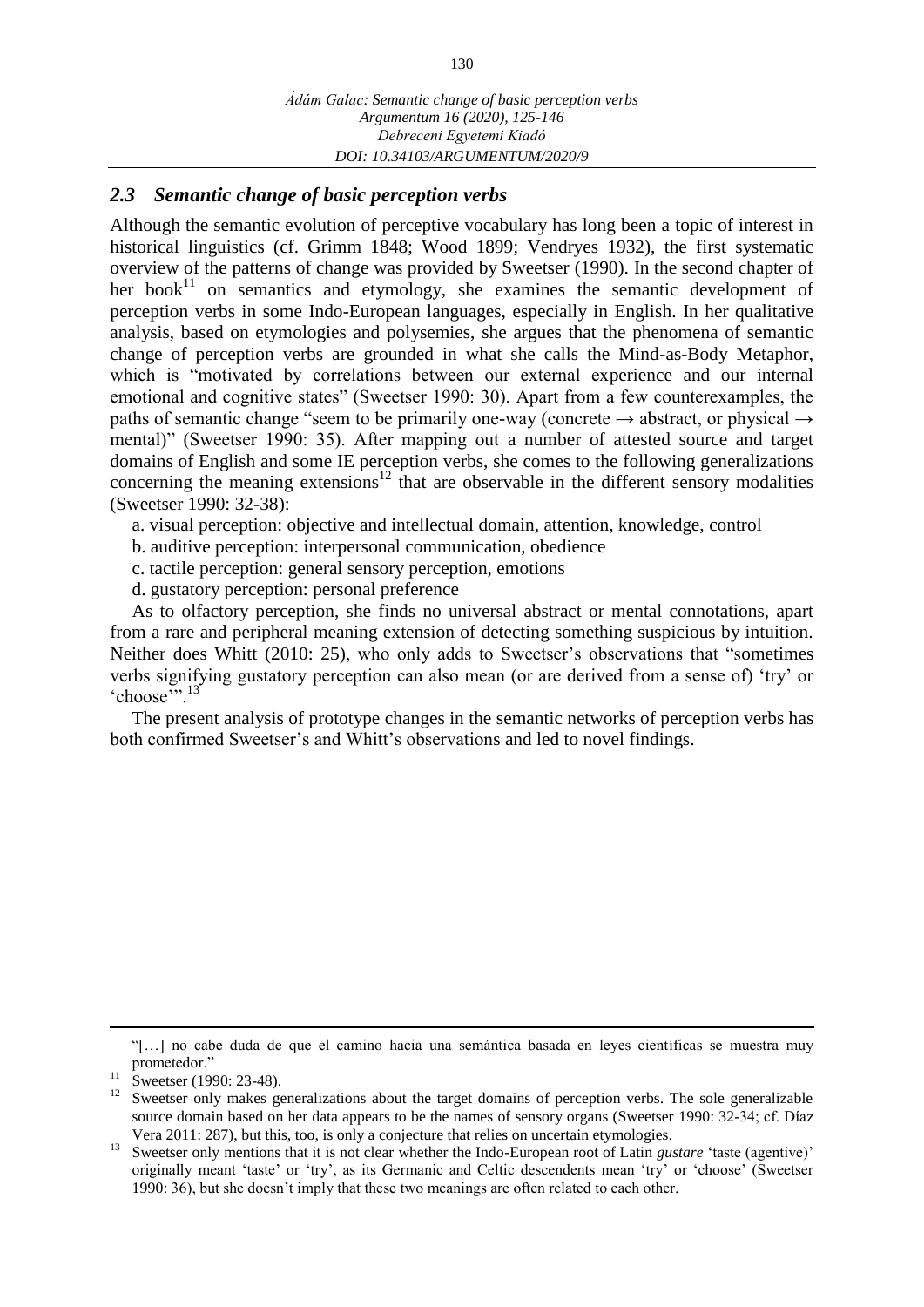### 2.3 *Semantic change of basic perception verbs*

Although the semantic evolution of perceptive vocabulary has long been a topic of interest in historical linguistics (cf. Grimm 1848; Wood 1899; Vendryes 1932), the first systematic overview of the patterns of change was provided by Sweetser (1990). In the second chapter of her book[11] on semantics and etymology, she examines the semantic development of perception verbs in some Indo-European languages, especially in English. In her qualitative analysis, based on etymologies and polysemies, she argues that the phenomena of semantic change of perception verbs are grounded in what she calls the Mind-as-Body Metaphor, which is "motivated by correlations between our external experience and our internal emotional and cognitive states" (Sweetser 1990: 30). Apart from a few counterexamples, the paths of semantic change "seem to be primarily one-way (concrete → abstract, or physical → mental)" (Sweetser 1990: 35). After mapping out a number of attested source and target domains of English and some IE perception verbs, she comes to the following generalizations concerning the meaning extensions[12] that are observable in the different sensory modalities (Sweetser 1990: 32-38):

a. visual perception: objective and intellectual domain, attention, knowledge, control

b. auditive perception: interpersonal communication, obedience

c. tactile perception: general sensory perception, emotions

d. gustatory perception: personal preference

As to olfactory perception, she finds no universal abstract or mental connotations, apart from a rare and peripheral meaning extension of detecting something suspicious by intuition. Neither does Whitt (2010: 25), who only adds to Sweetser's observations that "sometimes verbs signifying gustatory perception can also mean (or are derived from a sense of) 'try' or 'choose'".[13]

The present analysis of prototype changes in the semantic networks of perception verbs has both confirmed Sweetser's and Whitt's observations and led to novel findings.

---

"[…] no cabe duda de que el camino hacia una semántica basada en leyes científicas se muestra muy prometedor."

[11] Sweetser (1990: 23-48).

[12] Sweetser only makes generalizations about the target domains of perception verbs. The sole generalizable source domain based on her data appears to be the names of sensory organs (Sweetser 1990: 32-34; cf. Díaz Vera 2011: 287), but this, too, is only a conjecture that relies on uncertain etymologies.

[13] Sweetser only mentions that it is not clear whether the Indo-European root of Latin *gustare* 'taste (agentive)' originally meant 'taste' or 'try', as its Germanic and Celtic descendents mean 'try' or 'choose' (Sweetser 1990: 36), but she doesn't imply that these two meanings are often related to each other.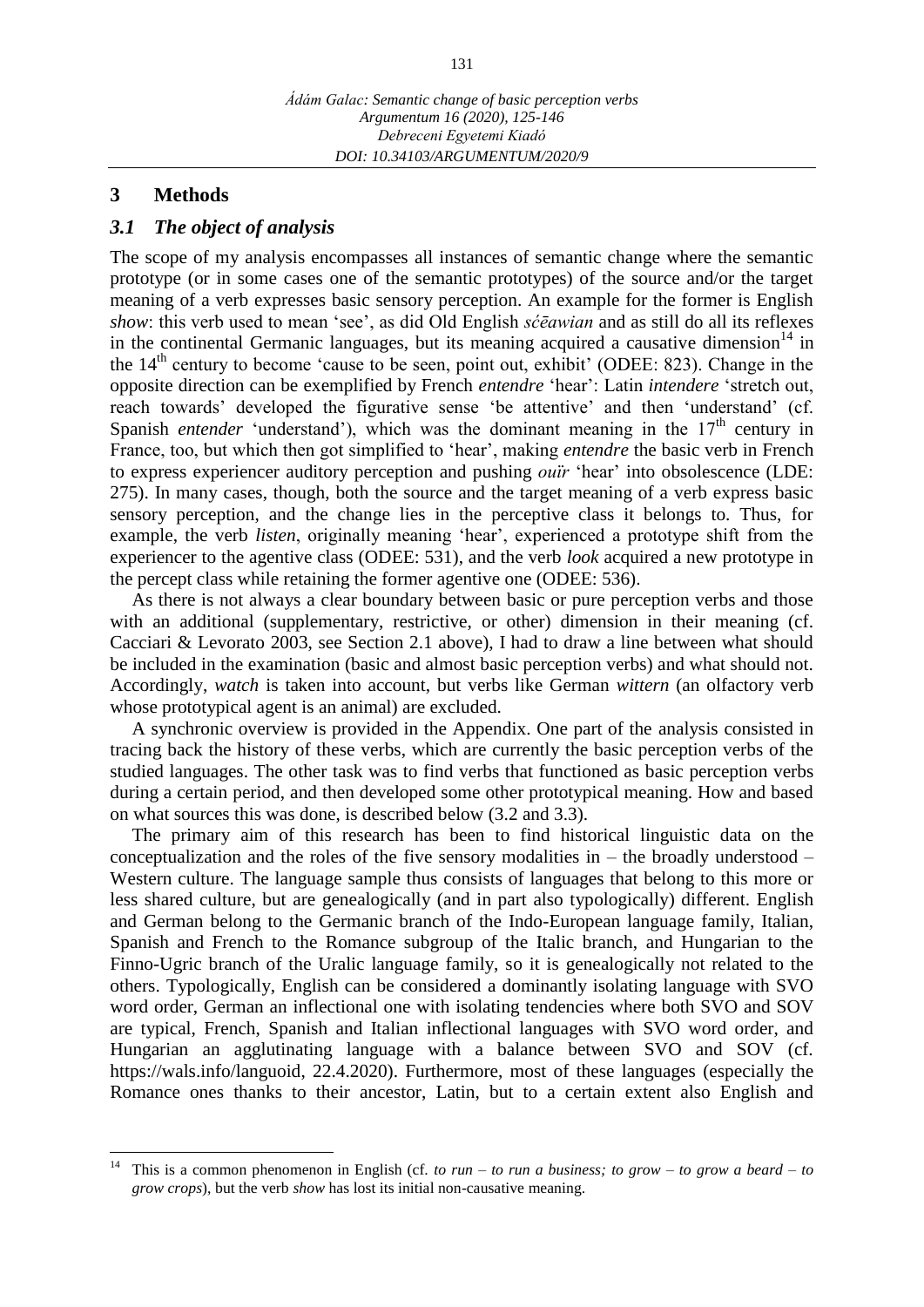## 3 Methods

### *3.1 The object of analysis*

The scope of my analysis encompasses all instances of semantic change where the semantic prototype (or in some cases one of the semantic prototypes) of the source and/or the target meaning of a verb expresses basic sensory perception. An example for the former is English *show*: this verb used to mean 'see', as did Old English *sćēawian* and as still do all its reflexes in the continental Germanic languages, but its meaning acquired a causative dimension[14] in the 14th century to become 'cause to be seen, point out, exhibit' (ODEE: 823). Change in the opposite direction can be exemplified by French *entendre* 'hear': Latin *intendere* 'stretch out, reach towards' developed the figurative sense 'be attentive' and then 'understand' (cf. Spanish *entender* 'understand'), which was the dominant meaning in the 17th century in France, too, but which then got simplified to 'hear', making *entendre* the basic verb in French to express experiencer auditory perception and pushing *ouïr* 'hear' into obsolescence (LDE: 275). In many cases, though, both the source and the target meaning of a verb express basic sensory perception, and the change lies in the perceptive class it belongs to. Thus, for example, the verb *listen*, originally meaning 'hear', experienced a prototype shift from the experiencer to the agentive class (ODEE: 531), and the verb *look* acquired a new prototype in the percept class while retaining the former agentive one (ODEE: 536).

As there is not always a clear boundary between basic or pure perception verbs and those with an additional (supplementary, restrictive, or other) dimension in their meaning (cf. Cacciari & Levorato 2003, see Section 2.1 above), I had to draw a line between what should be included in the examination (basic and almost basic perception verbs) and what should not. Accordingly, *watch* is taken into account, but verbs like German *wittern* (an olfactory verb whose prototypical agent is an animal) are excluded.

A synchronic overview is provided in the Appendix. One part of the analysis consisted in tracing back the history of these verbs, which are currently the basic perception verbs of the studied languages. The other task was to find verbs that functioned as basic perception verbs during a certain period, and then developed some other prototypical meaning. How and based on what sources this was done, is described below (3.2 and 3.3).

The primary aim of this research has been to find historical linguistic data on the conceptualization and the roles of the five sensory modalities in – the broadly understood – Western culture. The language sample thus consists of languages that belong to this more or less shared culture, but are genealogically (and in part also typologically) different. English and German belong to the Germanic branch of the Indo-European language family, Italian, Spanish and French to the Romance subgroup of the Italic branch, and Hungarian to the Finno-Ugric branch of the Uralic language family, so it is genealogically not related to the others. Typologically, English can be considered a dominantly isolating language with SVO word order, German an inflectional one with isolating tendencies where both SVO and SOV are typical, French, Spanish and Italian inflectional languages with SVO word order, and Hungarian an agglutinating language with a balance between SVO and SOV (cf. https://wals.info/languoid, 22.4.2020). Furthermore, most of these languages (especially the Romance ones thanks to their ancestor, Latin, but to a certain extent also English and

---

[14] This is a common phenomenon in English (cf. *to run – to run a business; to grow – to grow a beard – to grow crops*), but the verb *show* has lost its initial non-causative meaning.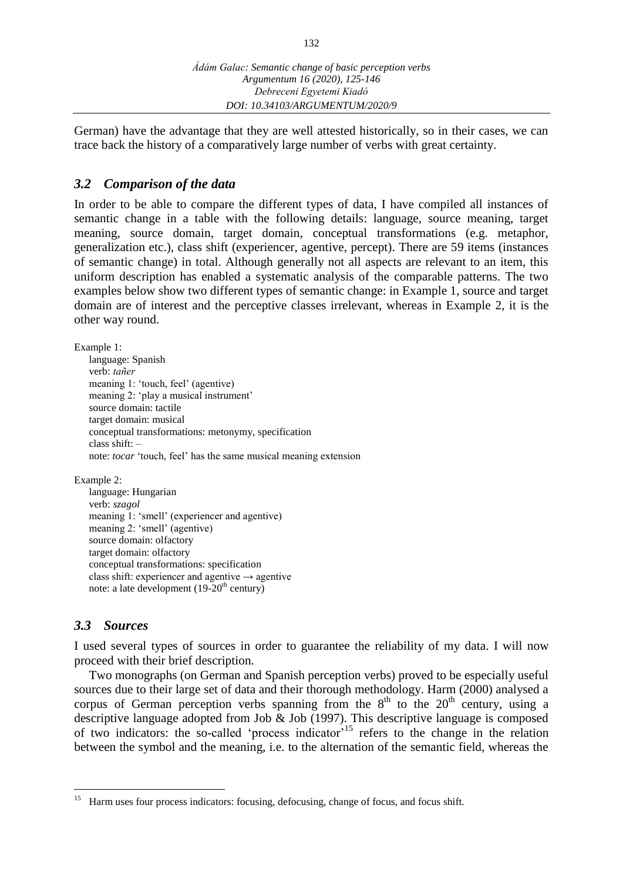German) have the advantage that they are well attested historically, so in their cases, we can trace back the history of a comparatively large number of verbs with great certainty.

### *3.2 Comparison of the data*

In order to be able to compare the different types of data, I have compiled all instances of semantic change in a table with the following details: language, source meaning, target meaning, source domain, target domain, conceptual transformations (e.g. metaphor, generalization etc.), class shift (experiencer, agentive, percept). There are 59 items (instances of semantic change) in total. Although generally not all aspects are relevant to an item, this uniform description has enabled a systematic analysis of the comparable patterns. The two examples below show two different types of semantic change: in Example 1, source and target domain are of interest and the perceptive classes irrelevant, whereas in Example 2, it is the other way round.

Example 1:
language: Spanish
verb: *tañer*
meaning 1: 'touch, feel' (agentive)
meaning 2: 'play a musical instrument'
source domain: tactile
target domain: musical
conceptual transformations: metonymy, specification
class shift: –
note: *tocar* 'touch, feel' has the same musical meaning extension

Example 2:
language: Hungarian
verb: *szagol*
meaning 1: 'smell' (experiencer and agentive)
meaning 2: 'smell' (agentive)
source domain: olfactory
target domain: olfactory
conceptual transformations: specification
class shift: experiencer and agentive → agentive
note: a late development (19-20th century)

### *3.3 Sources*

I used several types of sources in order to guarantee the reliability of my data. I will now proceed with their brief description.

Two monographs (on German and Spanish perception verbs) proved to be especially useful sources due to their large set of data and their thorough methodology. Harm (2000) analysed a corpus of German perception verbs spanning from the 8th to the 20th century, using a descriptive language adopted from Job & Job (1997). This descriptive language is composed of two indicators: the so-called 'process indicator'[15] refers to the change in the relation between the symbol and the meaning, i.e. to the alternation of the semantic field, whereas the

[15] Harm uses four process indicators: focusing, defocusing, change of focus, and focus shift.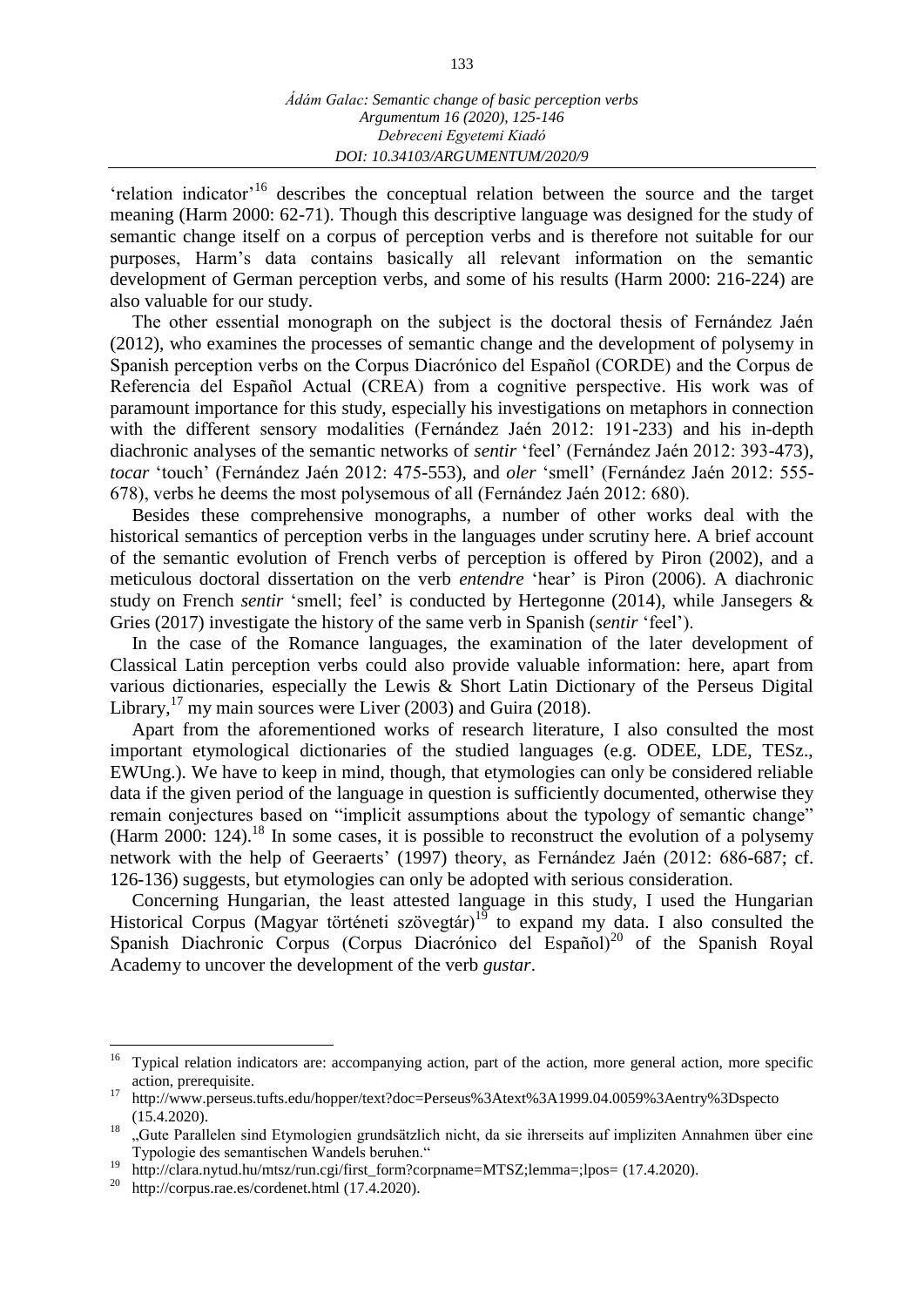'relation indicator'[16] describes the conceptual relation between the source and the target meaning (Harm 2000: 62-71). Though this descriptive language was designed for the study of semantic change itself on a corpus of perception verbs and is therefore not suitable for our purposes, Harm's data contains basically all relevant information on the semantic development of German perception verbs, and some of his results (Harm 2000: 216-224) are also valuable for our study.

The other essential monograph on the subject is the doctoral thesis of Fernández Jaén (2012), who examines the processes of semantic change and the development of polysemy in Spanish perception verbs on the Corpus Diacrónico del Español (CORDE) and the Corpus de Referencia del Español Actual (CREA) from a cognitive perspective. His work was of paramount importance for this study, especially his investigations on metaphors in connection with the different sensory modalities (Fernández Jaén 2012: 191-233) and his in-depth diachronic analyses of the semantic networks of *sentir* 'feel' (Fernández Jaén 2012: 393-473), *tocar* 'touch' (Fernández Jaén 2012: 475-553), and *oler* 'smell' (Fernández Jaén 2012: 555-678), verbs he deems the most polysemous of all (Fernández Jaén 2012: 680).

Besides these comprehensive monographs, a number of other works deal with the historical semantics of perception verbs in the languages under scrutiny here. A brief account of the semantic evolution of French verbs of perception is offered by Piron (2002), and a meticulous doctoral dissertation on the verb *entendre* 'hear' is Piron (2006). A diachronic study on French *sentir* 'smell; feel' is conducted by Hertegonne (2014), while Jansegers & Gries (2017) investigate the history of the same verb in Spanish (*sentir* 'feel').

In the case of the Romance languages, the examination of the later development of Classical Latin perception verbs could also provide valuable information: here, apart from various dictionaries, especially the Lewis & Short Latin Dictionary of the Perseus Digital Library,[17] my main sources were Liver (2003) and Guira (2018).

Apart from the aforementioned works of research literature, I also consulted the most important etymological dictionaries of the studied languages (e.g. ODEE, LDE, TESz., EWUng.). We have to keep in mind, though, that etymologies can only be considered reliable data if the given period of the language in question is sufficiently documented, otherwise they remain conjectures based on "implicit assumptions about the typology of semantic change" (Harm 2000: 124).[18] In some cases, it is possible to reconstruct the evolution of a polysemy network with the help of Geeraerts' (1997) theory, as Fernández Jaén (2012: 686-687; cf. 126-136) suggests, but etymologies can only be adopted with serious consideration.

Concerning Hungarian, the least attested language in this study, I used the Hungarian Historical Corpus (Magyar történeti szövegtár)[19] to expand my data. I also consulted the Spanish Diachronic Corpus (Corpus Diacrónico del Español)[20] of the Spanish Royal Academy to uncover the development of the verb *gustar*.

---

[16] Typical relation indicators are: accompanying action, part of the action, more general action, more specific action, prerequisite.

[17] http://www.perseus.tufts.edu/hopper/text?doc=Perseus%3Atext%3A1999.04.0059%3Aentry%3Dspecto (15.4.2020).

[18] „Gute Parallelen sind Etymologien grundsätzlich nicht, da sie ihrerseits auf impliziten Annahmen über eine Typologie des semantischen Wandels beruhen."

[19] http://clara.nytud.hu/mtsz/run.cgi/first_form?corpname=MTSZ;lemma=;lpos= (17.4.2020).

[20] http://corpus.rae.es/cordenet.html (17.4.2020).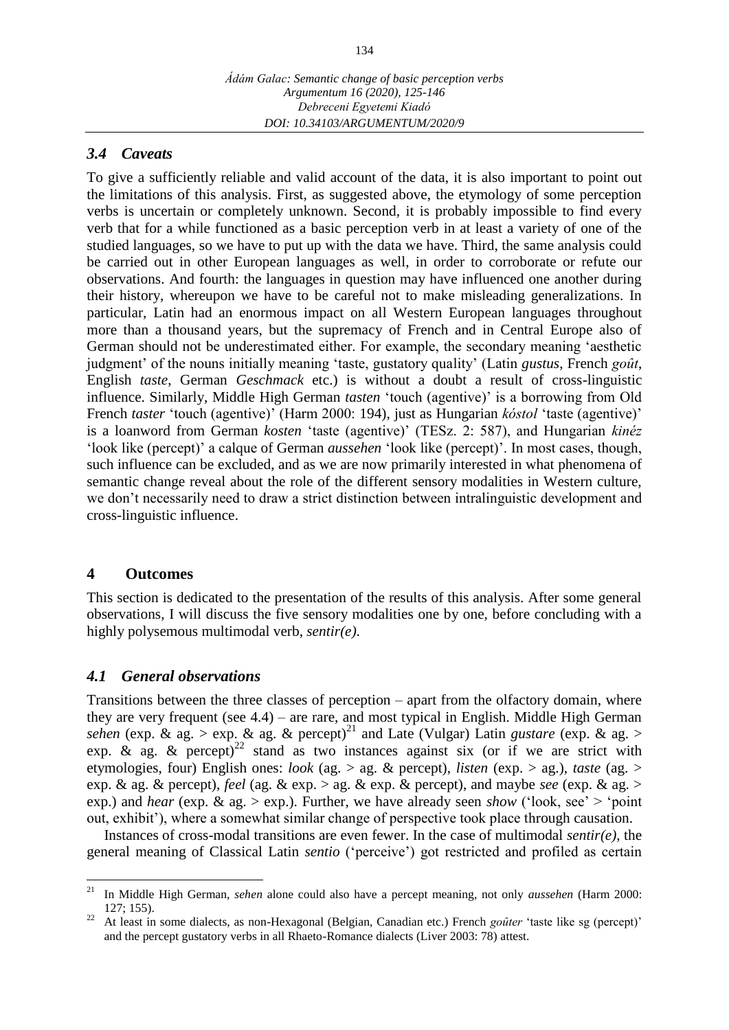### *3.4 Caveats*

To give a sufficiently reliable and valid account of the data, it is also important to point out the limitations of this analysis. First, as suggested above, the etymology of some perception verbs is uncertain or completely unknown. Second, it is probably impossible to find every verb that for a while functioned as a basic perception verb in at least a variety of one of the studied languages, so we have to put up with the data we have. Third, the same analysis could be carried out in other European languages as well, in order to corroborate or refute our observations. And fourth: the languages in question may have influenced one another during their history, whereupon we have to be careful not to make misleading generalizations. In particular, Latin had an enormous impact on all Western European languages throughout more than a thousand years, but the supremacy of French and in Central Europe also of German should not be underestimated either. For example, the secondary meaning 'aesthetic judgment' of the nouns initially meaning 'taste, gustatory quality' (Latin *gustus*, French *goût*, English *taste*, German *Geschmack* etc.) is without a doubt a result of cross-linguistic influence. Similarly, Middle High German *tasten* 'touch (agentive)' is a borrowing from Old French *taster* 'touch (agentive)' (Harm 2000: 194), just as Hungarian *kóstol* 'taste (agentive)' is a loanword from German *kosten* 'taste (agentive)' (TESz. 2: 587), and Hungarian *kinéz* 'look like (percept)' a calque of German *aussehen* 'look like (percept)'. In most cases, though, such influence can be excluded, and as we are now primarily interested in what phenomena of semantic change reveal about the role of the different sensory modalities in Western culture, we don't necessarily need to draw a strict distinction between intralinguistic development and cross-linguistic influence.

## 4 Outcomes

This section is dedicated to the presentation of the results of this analysis. After some general observations, I will discuss the five sensory modalities one by one, before concluding with a highly polysemous multimodal verb, *sentir(e)*.

### *4.1 General observations*

Transitions between the three classes of perception – apart from the olfactory domain, where they are very frequent (see 4.4) – are rare, and most typical in English. Middle High German *sehen* (exp. & ag. > exp. & ag. & percept)[21] and Late (Vulgar) Latin *gustare* (exp. & ag. > exp. & ag. & percept)[22] stand as two instances against six (or if we are strict with etymologies, four) English ones: *look* (ag. > ag. & percept), *listen* (exp. > ag.), *taste* (ag. > exp. & ag. & percept), *feel* (ag. & exp. > ag. & exp. & percept), and maybe *see* (exp. & ag. > exp.) and *hear* (exp. & ag. > exp.). Further, we have already seen *show* ('look, see' > 'point out, exhibit'), where a somewhat similar change of perspective took place through causation.

Instances of cross-modal transitions are even fewer. In the case of multimodal *sentir(e)*, the general meaning of Classical Latin *sentio* ('perceive') got restricted and profiled as certain

---

[21] In Middle High German, *sehen* alone could also have a percept meaning, not only *aussehen* (Harm 2000: 127; 155).

[22] At least in some dialects, as non-Hexagonal (Belgian, Canadian etc.) French *goûter* 'taste like sg (percept)' and the percept gustatory verbs in all Rhaeto-Romance dialects (Liver 2003: 78) attest.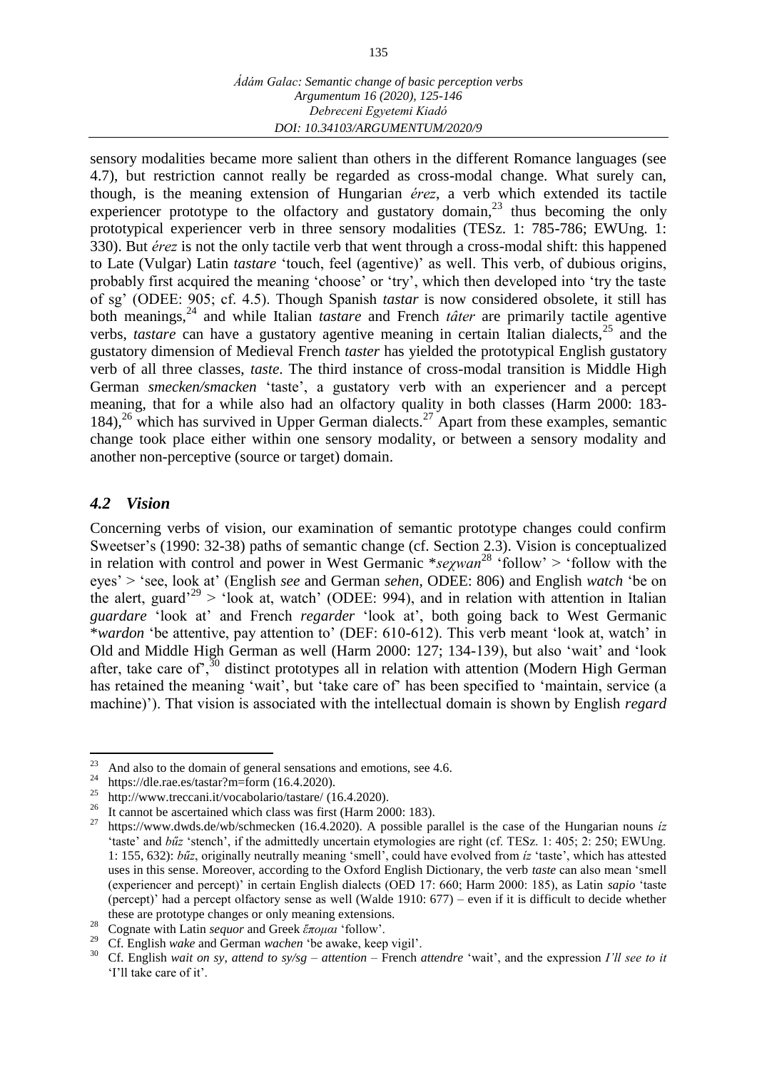sensory modalities became more salient than others in the different Romance languages (see 4.7), but restriction cannot really be regarded as cross-modal change. What surely can, though, is the meaning extension of Hungarian *érez*, a verb which extended its tactile experiencer prototype to the olfactory and gustatory domain,[23] thus becoming the only prototypical experiencer verb in three sensory modalities (TESz. 1: 785-786; EWUng. 1: 330). But *érez* is not the only tactile verb that went through a cross-modal shift: this happened to Late (Vulgar) Latin *tastare* 'touch, feel (agentive)' as well. This verb, of dubious origins, probably first acquired the meaning 'choose' or 'try', which then developed into 'try the taste of sg' (ODEE: 905; cf. 4.5). Though Spanish *tastar* is now considered obsolete, it still has both meanings,[24] and while Italian *tastare* and French *tâter* are primarily tactile agentive verbs, *tastare* can have a gustatory agentive meaning in certain Italian dialects,[25] and the gustatory dimension of Medieval French *taster* has yielded the prototypical English gustatory verb of all three classes, *taste*. The third instance of cross-modal transition is Middle High German *smecken/smacken* 'taste', a gustatory verb with an experiencer and a percept meaning, that for a while also had an olfactory quality in both classes (Harm 2000: 183-184),[26] which has survived in Upper German dialects.[27] Apart from these examples, semantic change took place either within one sensory modality, or between a sensory modality and another non-perceptive (source or target) domain.

### *4.2 Vision*

Concerning verbs of vision, our examination of semantic prototype changes could confirm Sweetser's (1990: 32-38) paths of semantic change (cf. Section 2.3). Vision is conceptualized in relation with control and power in West Germanic \**seχwan*[28] 'follow' > 'follow with the eyes' > 'see, look at' (English *see* and German *sehen*, ODEE: 806) and English *watch* 'be on the alert, guard'[29] > 'look at, watch' (ODEE: 994), and in relation with attention in Italian *guardare* 'look at' and French *regarder* 'look at', both going back to West Germanic \**wardon* 'be attentive, pay attention to' (DEF: 610-612). This verb meant 'look at, watch' in Old and Middle High German as well (Harm 2000: 127; 134-139), but also 'wait' and 'look after, take care of',[30] distinct prototypes all in relation with attention (Modern High German has retained the meaning 'wait', but 'take care of' has been specified to 'maintain, service (a machine)'). That vision is associated with the intellectual domain is shown by English *regard*

---

[23] And also to the domain of general sensations and emotions, see 4.6.

[24] https://dle.rae.es/tastar?m=form (16.4.2020).

[25] http://www.treccani.it/vocabolario/tastare/ (16.4.2020).

[26] It cannot be ascertained which class was first (Harm 2000: 183).

[27] https://www.dwds.de/wb/schmecken (16.4.2020). A possible parallel is the case of the Hungarian nouns *íz* 'taste' and *bűz* 'stench', if the admittedly uncertain etymologies are right (cf. TESz. 1: 405; 2: 250; EWUng. 1: 155, 632): *bűz*, originally neutrally meaning 'smell', could have evolved from *íz* 'taste', which has attested uses in this sense. Moreover, according to the Oxford English Dictionary, the verb *taste* can also mean 'smell (experiencer and percept)' in certain English dialects (OED 17: 660; Harm 2000: 185), as Latin *sapio* 'taste (percept)' had a percept olfactory sense as well (Walde 1910: 677) – even if it is difficult to decide whether these are prototype changes or only meaning extensions.

[28] Cognate with Latin *sequor* and Greek *ἕπομαι* 'follow'.

[29] Cf. English *wake* and German *wachen* 'be awake, keep vigil'.

[30] Cf. English *wait on sy*, *attend to sy/sg* – *attention* – French *attendre* 'wait', and the expression *I'll see to it* 'I'll take care of it'.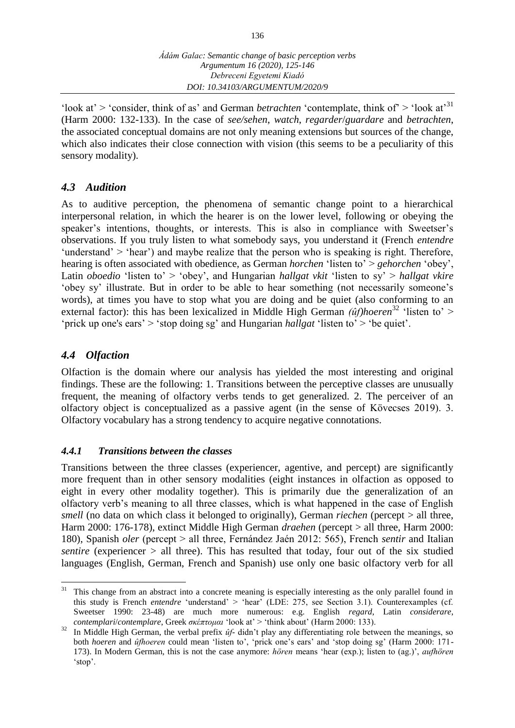'look at' > 'consider, think of as' and German *betrachten* 'contemplate, think of' > 'look at'[31] (Harm 2000: 132-133). In the case of *see/sehen*, *watch*, *regarder*/*guardare* and *betrachten*, the associated conceptual domains are not only meaning extensions but sources of the change, which also indicates their close connection with vision (this seems to be a peculiarity of this sensory modality).

## *4.3 Audition*

As to auditive perception, the phenomena of semantic change point to a hierarchical interpersonal relation, in which the hearer is on the lower level, following or obeying the speaker's intentions, thoughts, or interests. This is also in compliance with Sweetser's observations. If you truly listen to what somebody says, you understand it (French *entendre* 'understand' > 'hear') and maybe realize that the person who is speaking is right. Therefore, hearing is often associated with obedience, as German *horchen* 'listen to' > *gehorchen* 'obey', Latin *oboedio* 'listen to' > 'obey', and Hungarian *hallgat vkit* 'listen to sy' > *hallgat vkire* 'obey sy' illustrate. But in order to be able to hear something (not necessarily someone's words), at times you have to stop what you are doing and be quiet (also conforming to an external factor): this has been lexicalized in Middle High German *(ûf)hoeren*[32] 'listen to' > 'prick up one's ears' > 'stop doing sg' and Hungarian *hallgat* 'listen to' > 'be quiet'.

## *4.4 Olfaction*

Olfaction is the domain where our analysis has yielded the most interesting and original findings. These are the following: 1. Transitions between the perceptive classes are unusually frequent, the meaning of olfactory verbs tends to get generalized. 2. The perceiver of an olfactory object is conceptualized as a passive agent (in the sense of Kövecses 2019). 3. Olfactory vocabulary has a strong tendency to acquire negative connotations.

### *4.4.1 Transitions between the classes*

Transitions between the three classes (experiencer, agentive, and percept) are significantly more frequent than in other sensory modalities (eight instances in olfaction as opposed to eight in every other modality together). This is primarily due the generalization of an olfactory verb's meaning to all three classes, which is what happened in the case of English *smell* (no data on which class it belonged to originally), German *riechen* (percept > all three, Harm 2000: 176-178), extinct Middle High German *draehen* (percept > all three, Harm 2000: 180), Spanish *oler* (percept > all three, Fernández Jaén 2012: 565), French *sentir* and Italian *sentire* (experiencer > all three). This has resulted that today, four out of the six studied languages (English, German, French and Spanish) use only one basic olfactory verb for all

---

[31] This change from an abstract into a concrete meaning is especially interesting as the only parallel found in this study is French *entendre* 'understand' > 'hear' (LDE: 275, see Section 3.1). Counterexamples (cf. Sweetser 1990: 23-48) are much more numerous: e.g. English *regard*, Latin *considerare*, *contemplari*/*contemplare*, Greek *σκέπτομαι* 'look at' > 'think about' (Harm 2000: 133).

[32] In Middle High German, the verbal prefix *ûf-* didn't play any differentiating role between the meanings, so both *hoeren* and *ûfhoeren* could mean 'listen to', 'prick one's ears' and 'stop doing sg' (Harm 2000: 171-173). In Modern German, this is not the case anymore: *hören* means 'hear (exp.); listen to (ag.)', *aufhören* 'stop'.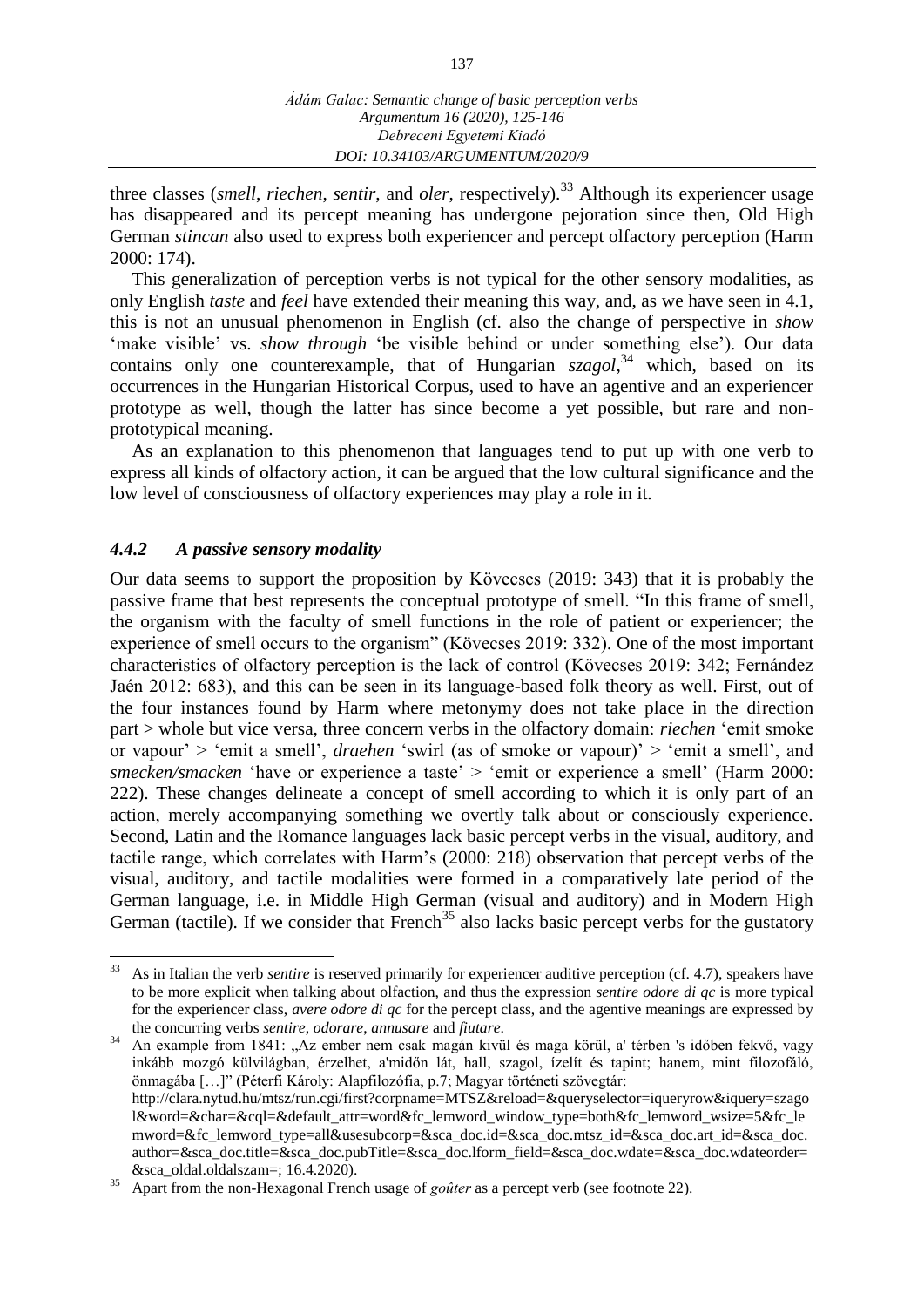three classes (*smell*, *riechen*, *sentir*, and *oler*, respectively).[33] Although its experiencer usage has disappeared and its percept meaning has undergone pejoration since then, Old High German *stincan* also used to express both experiencer and percept olfactory perception (Harm 2000: 174).

This generalization of perception verbs is not typical for the other sensory modalities, as only English *taste* and *feel* have extended their meaning this way, and, as we have seen in 4.1, this is not an unusual phenomenon in English (cf. also the change of perspective in *show* 'make visible' vs. *show through* 'be visible behind or under something else'). Our data contains only one counterexample, that of Hungarian *szagol*,[34] which, based on its occurrences in the Hungarian Historical Corpus, used to have an agentive and an experiencer prototype as well, though the latter has since become a yet possible, but rare and non-prototypical meaning.

As an explanation to this phenomenon that languages tend to put up with one verb to express all kinds of olfactory action, it can be argued that the low cultural significance and the low level of consciousness of olfactory experiences may play a role in it.

### *4.4.2 A passive sensory modality*

Our data seems to support the proposition by Kövecses (2019: 343) that it is probably the passive frame that best represents the conceptual prototype of smell. "In this frame of smell, the organism with the faculty of smell functions in the role of patient or experiencer; the experience of smell occurs to the organism" (Kövecses 2019: 332). One of the most important characteristics of olfactory perception is the lack of control (Kövecses 2019: 342; Fernández Jaén 2012: 683), and this can be seen in its language-based folk theory as well. First, out of the four instances found by Harm where metonymy does not take place in the direction part > whole but vice versa, three concern verbs in the olfactory domain: *riechen* 'emit smoke or vapour' > 'emit a smell', *draehen* 'swirl (as of smoke or vapour)' > 'emit a smell', and *smecken/smacken* 'have or experience a taste' > 'emit or experience a smell' (Harm 2000: 222). These changes delineate a concept of smell according to which it is only part of an action, merely accompanying something we overtly talk about or consciously experience. Second, Latin and the Romance languages lack basic percept verbs in the visual, auditory, and tactile range, which correlates with Harm's (2000: 218) observation that percept verbs of the visual, auditory, and tactile modalities were formed in a comparatively late period of the German language, i.e. in Middle High German (visual and auditory) and in Modern High German (tactile). If we consider that French[35] also lacks basic percept verbs for the gustatory

---

[33] As in Italian the verb *sentire* is reserved primarily for experiencer auditive perception (cf. 4.7), speakers have to be more explicit when talking about olfaction, and thus the expression *sentire odore di qc* is more typical for the experiencer class, *avere odore di qc* for the percept class, and the agentive meanings are expressed by the concurring verbs *sentire*, *odorare*, *annusare* and *fiutare*.

[34] An example from 1841: „Az ember nem csak magán kivül és maga körül, a' térben 's időben fekvő, vagy inkább mozgó külvilágban, érzelhet, a'midőn lát, hall, szagol, ízelít és tapint; hanem, mint filozofáló, önmagába […]" (Péterfi Károly: Alapfilozófia, p.7; Magyar történeti szövegtár: http://clara.nytud.hu/mtsz/run.cgi/first?corpname=MTSZ&reload=&queryselector=iqueryrow&iquery=szagol&word=&char=&cql=&default_attr=word&fc_lemword_window_type=both&fc_lemword_wsize=5&fc_lemword=&fc_lemword_type=all&usesubcorp=&sca_doc.id=&sca_doc.mtsz_id=&sca_doc.art_id=&sca_doc.author=&sca_doc.title=&sca_doc.pubTitle=&sca_doc.lform_field=&sca_doc.wdate=&sca_doc.wdateorder=&sca_oldal.oldalszam=; 16.4.2020).

[35] Apart from the non-Hexagonal French usage of *goûter* as a percept verb (see footnote 22).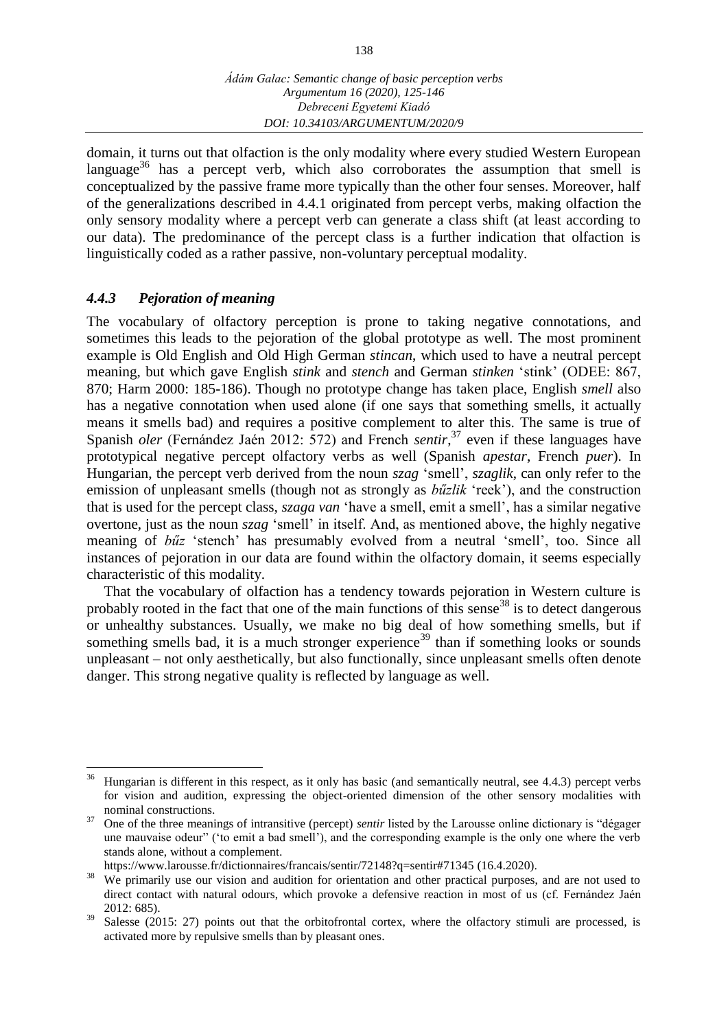domain, it turns out that olfaction is the only modality where every studied Western European language[36] has a percept verb, which also corroborates the assumption that smell is conceptualized by the passive frame more typically than the other four senses. Moreover, half of the generalizations described in 4.4.1 originated from percept verbs, making olfaction the only sensory modality where a percept verb can generate a class shift (at least according to our data). The predominance of the percept class is a further indication that olfaction is linguistically coded as a rather passive, non-voluntary perceptual modality.

### *4.4.3 Pejoration of meaning*

The vocabulary of olfactory perception is prone to taking negative connotations, and sometimes this leads to the pejoration of the global prototype as well. The most prominent example is Old English and Old High German *stincan*, which used to have a neutral percept meaning, but which gave English *stink* and *stench* and German *stinken* 'stink' (ODEE: 867, 870; Harm 2000: 185-186). Though no prototype change has taken place, English *smell* also has a negative connotation when used alone (if one says that something smells, it actually means it smells bad) and requires a positive complement to alter this. The same is true of Spanish *oler* (Fernández Jaén 2012: 572) and French *sentir*,[37] even if these languages have prototypical negative percept olfactory verbs as well (Spanish *apestar*, French *puer*). In Hungarian, the percept verb derived from the noun *szag* 'smell', *szaglik*, can only refer to the emission of unpleasant smells (though not as strongly as *bűzlik* 'reek'), and the construction that is used for the percept class, *szaga van* 'have a smell, emit a smell', has a similar negative overtone, just as the noun *szag* 'smell' in itself. And, as mentioned above, the highly negative meaning of *bűz* 'stench' has presumably evolved from a neutral 'smell', too. Since all instances of pejoration in our data are found within the olfactory domain, it seems especially characteristic of this modality.

That the vocabulary of olfaction has a tendency towards pejoration in Western culture is probably rooted in the fact that one of the main functions of this sense[38] is to detect dangerous or unhealthy substances. Usually, we make no big deal of how something smells, but if something smells bad, it is a much stronger experience[39] than if something looks or sounds unpleasant – not only aesthetically, but also functionally, since unpleasant smells often denote danger. This strong negative quality is reflected by language as well.

---

[36] Hungarian is different in this respect, as it only has basic (and semantically neutral, see 4.4.3) percept verbs for vision and audition, expressing the object-oriented dimension of the other sensory modalities with nominal constructions.

[37] One of the three meanings of intransitive (percept) *sentir* listed by the Larousse online dictionary is "dégager une mauvaise odeur" ('to emit a bad smell'), and the corresponding example is the only one where the verb stands alone, without a complement. https://www.larousse.fr/dictionnaires/francais/sentir/72148?q=sentir#71345 (16.4.2020).

[38] We primarily use our vision and audition for orientation and other practical purposes, and are not used to direct contact with natural odours, which provoke a defensive reaction in most of us (cf. Fernández Jaén 2012: 685).

[39] Salesse (2015: 27) points out that the orbitofrontal cortex, where the olfactory stimuli are processed, is activated more by repulsive smells than by pleasant ones.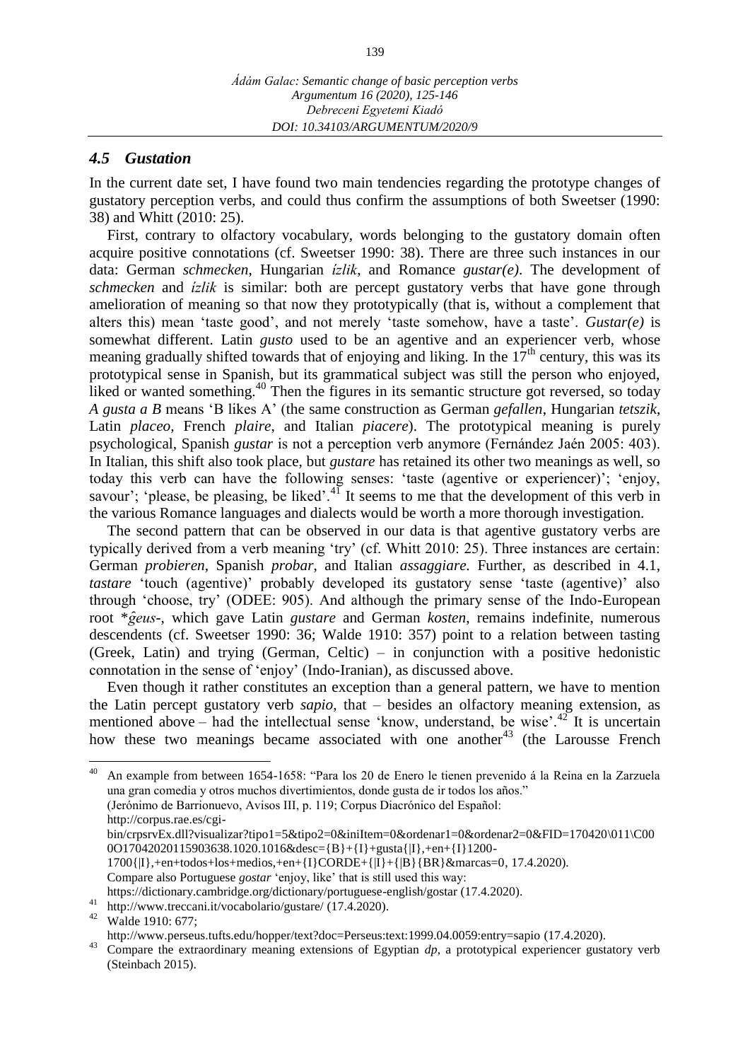### *4.5 Gustation*

In the current date set, I have found two main tendencies regarding the prototype changes of gustatory perception verbs, and could thus confirm the assumptions of both Sweetser (1990: 38) and Whitt (2010: 25).

First, contrary to olfactory vocabulary, words belonging to the gustatory domain often acquire positive connotations (cf. Sweetser 1990: 38). There are three such instances in our data: German *schmecken*, Hungarian *ízlik*, and Romance *gustar(e)*. The development of *schmecken* and *ízlik* is similar: both are percept gustatory verbs that have gone through amelioration of meaning so that now they prototypically (that is, without a complement that alters this) mean 'taste good', and not merely 'taste somehow, have a taste'. *Gustar(e)* is somewhat different. Latin *gusto* used to be an agentive and an experiencer verb, whose meaning gradually shifted towards that of enjoying and liking. In the 17th century, this was its prototypical sense in Spanish, but its grammatical subject was still the person who enjoyed, liked or wanted something.[40] Then the figures in its semantic structure got reversed, so today *A gusta a B* means 'B likes A' (the same construction as German *gefallen*, Hungarian *tetszik*, Latin *placeo*, French *plaire*, and Italian *piacere*). The prototypical meaning is purely psychological, Spanish *gustar* is not a perception verb anymore (Fernández Jaén 2005: 403). In Italian, this shift also took place, but *gustare* has retained its other two meanings as well, so today this verb can have the following senses: 'taste (agentive or experiencer)'; 'enjoy, savour'; 'please, be pleasing, be liked'.[41] It seems to me that the development of this verb in the various Romance languages and dialects would be worth a more thorough investigation.

The second pattern that can be observed in our data is that agentive gustatory verbs are typically derived from a verb meaning 'try' (cf. Whitt 2010: 25). Three instances are certain: German *probieren*, Spanish *probar*, and Italian *assaggiare.* Further, as described in 4.1, *tastare* 'touch (agentive)' probably developed its gustatory sense 'taste (agentive)' also through 'choose, try' (ODEE: 905). And although the primary sense of the Indo-European root \**ĝeus-*, which gave Latin *gustare* and German *kosten*, remains indefinite, numerous descendents (cf. Sweetser 1990: 36; Walde 1910: 357) point to a relation between tasting (Greek, Latin) and trying (German, Celtic) – in conjunction with a positive hedonistic connotation in the sense of 'enjoy' (Indo-Iranian), as discussed above.

Even though it rather constitutes an exception than a general pattern, we have to mention the Latin percept gustatory verb *sapio*, that – besides an olfactory meaning extension, as mentioned above – had the intellectual sense 'know, understand, be wise'.[42] It is uncertain how these two meanings became associated with one another[43] (the Larousse French

---

[40] An example from between 1654-1658: "Para los 20 de Enero le tienen prevenido á la Reina en la Zarzuela una gran comedia y otros muchos divertimientos, donde gusta de ir todos los años." (Jerónimo de Barrionuevo, Avisos III, p. 119; Corpus Diacrónico del Español: http://corpus.rae.es/cgi-bin/crpsrvEx.dll?visualizar?tipo1=5&tipo2=0&iniItem=0&ordenar1=0&ordenar2=0&FID=170420\011\C000O17042020115903638.1020.1016&desc={B}+{I}+gusta{|I},+en+{I}1200-1700{|I},+en+todos+los+medios,+en+{I}CORDE+{|I}+{|B}{BR}&marcas=0, 17.4.2020). Compare also Portuguese *gostar* 'enjoy, like' that is still used this way: https://dictionary.cambridge.org/dictionary/portuguese-english/gostar (17.4.2020).

[41] http://www.treccani.it/vocabolario/gustare/ (17.4.2020).

[42] Walde 1910: 677; http://www.perseus.tufts.edu/hopper/text?doc=Perseus:text:1999.04.0059:entry=sapio (17.4.2020).

[43] Compare the extraordinary meaning extensions of Egyptian *dp*, a prototypical experiencer gustatory verb (Steinbach 2015).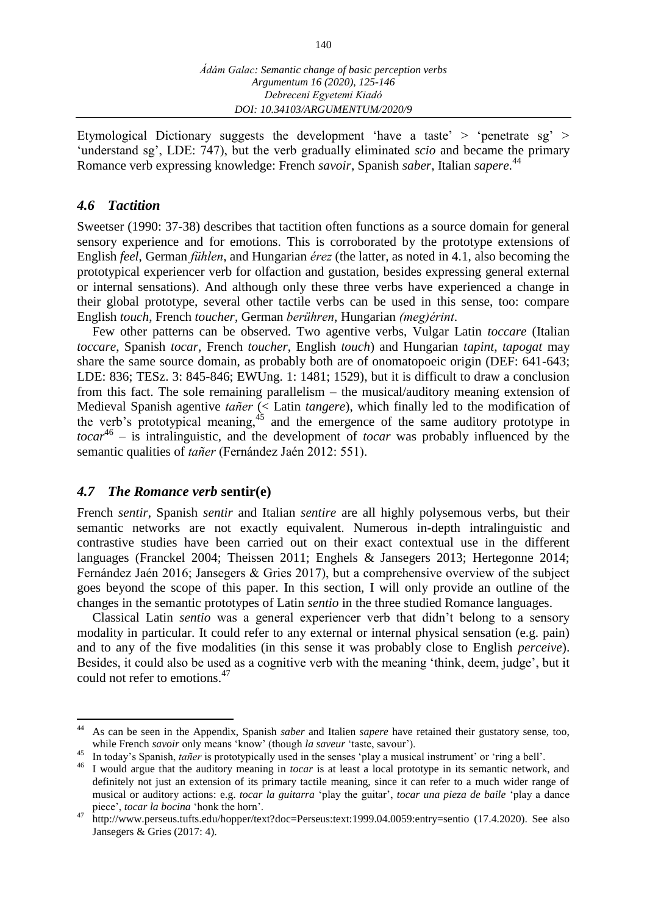Etymological Dictionary suggests the development 'have a taste' > 'penetrate sg' > 'understand sg', LDE: 747), but the verb gradually eliminated *scio* and became the primary Romance verb expressing knowledge: French *savoir*, Spanish *saber*, Italian *sapere*.[44]

## *4.6 Tactition*

Sweetser (1990: 37-38) describes that tactition often functions as a source domain for general sensory experience and for emotions. This is corroborated by the prototype extensions of English *feel*, German *fühlen*, and Hungarian *érez* (the latter, as noted in 4.1, also becoming the prototypical experiencer verb for olfaction and gustation, besides expressing general external or internal sensations). And although only these three verbs have experienced a change in their global prototype, several other tactile verbs can be used in this sense, too: compare English *touch*, French *toucher*, German *berühren*, Hungarian *(meg)érint*.

Few other patterns can be observed. Two agentive verbs, Vulgar Latin *toccare* (Italian *toccare*, Spanish *tocar*, French *toucher*, English *touch*) and Hungarian *tapint*, *tapogat* may share the same source domain, as probably both are of onomatopoeic origin (DEF: 641-643; LDE: 836; TESz. 3: 845-846; EWUng. 1: 1481; 1529), but it is difficult to draw a conclusion from this fact. The sole remaining parallelism – the musical/auditory meaning extension of Medieval Spanish agentive *tañer* (< Latin *tangere*), which finally led to the modification of the verb's prototypical meaning,[45] and the emergence of the same auditory prototype in *tocar*[46] – is intralinguistic, and the development of *tocar* was probably influenced by the semantic qualities of *tañer* (Fernández Jaén 2012: 551).

## *4.7 The Romance verb* **sentir(e)**

French *sentir*, Spanish *sentir* and Italian *sentire* are all highly polysemous verbs, but their semantic networks are not exactly equivalent. Numerous in-depth intralinguistic and contrastive studies have been carried out on their exact contextual use in the different languages (Franckel 2004; Theissen 2011; Enghels & Jansegers 2013; Hertegonne 2014; Fernández Jaén 2016; Jansegers & Gries 2017), but a comprehensive overview of the subject goes beyond the scope of this paper. In this section, I will only provide an outline of the changes in the semantic prototypes of Latin *sentio* in the three studied Romance languages.

Classical Latin *sentio* was a general experiencer verb that didn't belong to a sensory modality in particular. It could refer to any external or internal physical sensation (e.g. pain) and to any of the five modalities (in this sense it was probably close to English *perceive*). Besides, it could also be used as a cognitive verb with the meaning 'think, deem, judge', but it could not refer to emotions.[47]

---

[44] As can be seen in the Appendix, Spanish *saber* and Italien *sapere* have retained their gustatory sense, too, while French *savoir* only means 'know' (though *la saveur* 'taste, savour').

[45] In today's Spanish, *tañer* is prototypically used in the senses 'play a musical instrument' or 'ring a bell'.

[46] I would argue that the auditory meaning in *tocar* is at least a local prototype in its semantic network, and definitely not just an extension of its primary tactile meaning, since it can refer to a much wider range of musical or auditory actions: e.g. *tocar la guitarra* 'play the guitar', *tocar una pieza de baile* 'play a dance piece', *tocar la bocina* 'honk the horn'.

[47] http://www.perseus.tufts.edu/hopper/text?doc=Perseus:text:1999.04.0059:entry=sentio (17.4.2020). See also Jansegers & Gries (2017: 4).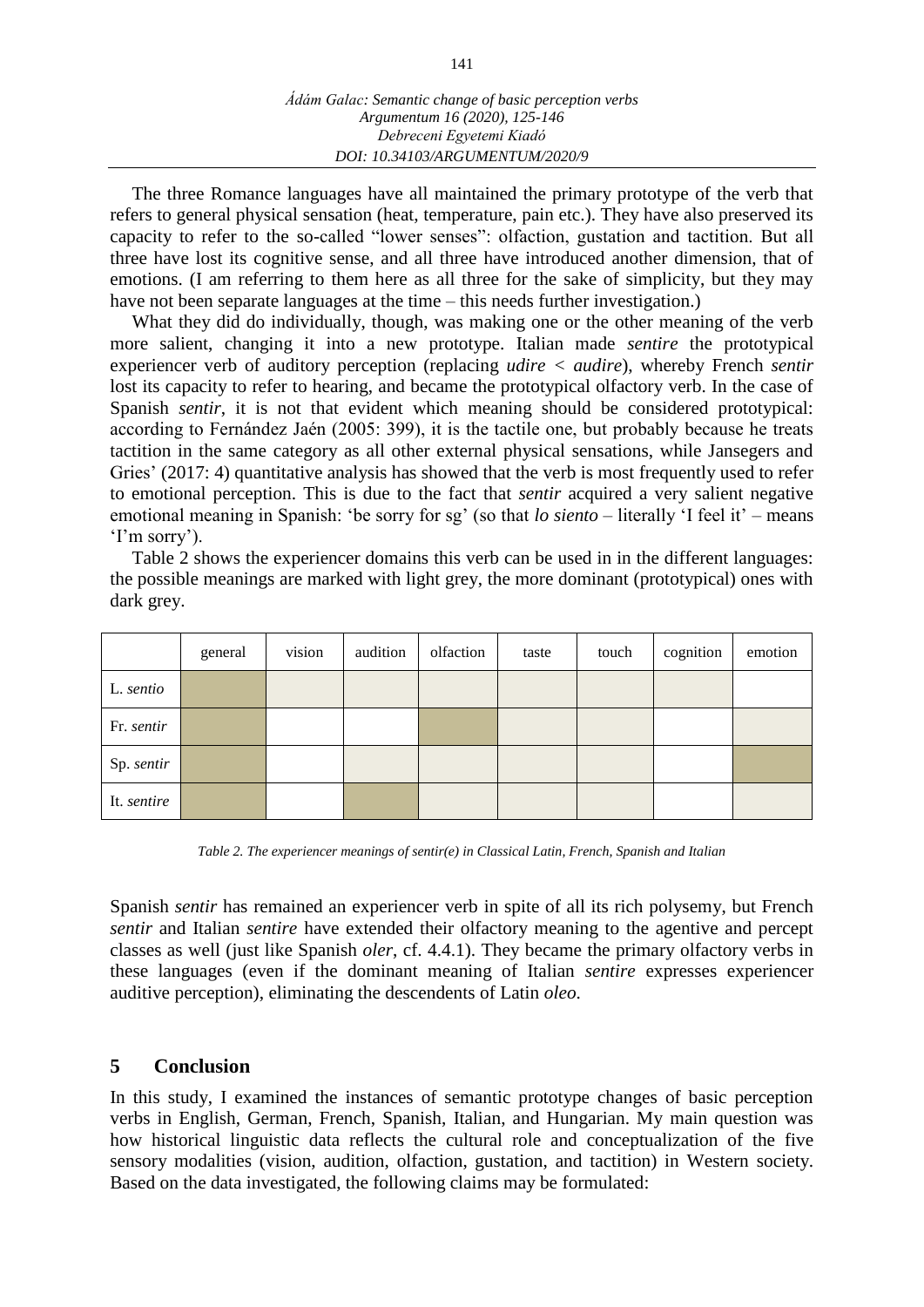The three Romance languages have all maintained the primary prototype of the verb that refers to general physical sensation (heat, temperature, pain etc.). They have also preserved its capacity to refer to the so-called "lower senses": olfaction, gustation and tactition. But all three have lost its cognitive sense, and all three have introduced another dimension, that of emotions. (I am referring to them here as all three for the sake of simplicity, but they may have not been separate languages at the time – this needs further investigation.)

What they did do individually, though, was making one or the other meaning of the verb more salient, changing it into a new prototype. Italian made *sentire* the prototypical experiencer verb of auditory perception (replacing *udire* < *audire*), whereby French *sentir* lost its capacity to refer to hearing, and became the prototypical olfactory verb. In the case of Spanish *sentir*, it is not that evident which meaning should be considered prototypical: according to Fernández Jaén (2005: 399), it is the tactile one, but probably because he treats tactition in the same category as all other external physical sensations, while Jansegers and Gries' (2017: 4) quantitative analysis has showed that the verb is most frequently used to refer to emotional perception. This is due to the fact that *sentir* acquired a very salient negative emotional meaning in Spanish: 'be sorry for sg' (so that *lo siento* – literally 'I feel it' – means 'I'm sorry').

Table 2 shows the experiencer domains this verb can be used in in the different languages: the possible meanings are marked with light grey, the more dominant (prototypical) ones with dark grey.

| | general | vision | audition | olfaction | taste | touch | cognition | emotion |
|---|---|---|---|---|---|---|---|---|
| L. *sentio* | dark grey | light grey | light grey | light grey | light grey | light grey | light grey | |
| Fr. *sentir* | dark grey | | | dark grey | light grey | light grey | | light grey |
| Sp. *sentir* | dark grey | | light grey | light grey | light grey | light grey | | dark grey |
| It. *sentire* | dark grey | | dark grey | light grey | light grey | light grey | | light grey |

*Table 2. The experiencer meanings of sentir(e) in Classical Latin, French, Spanish and Italian*

Spanish *sentir* has remained an experiencer verb in spite of all its rich polysemy, but French *sentir* and Italian *sentire* have extended their olfactory meaning to the agentive and percept classes as well (just like Spanish *oler*, cf. 4.4.1). They became the primary olfactory verbs in these languages (even if the dominant meaning of Italian *sentire* expresses experiencer auditive perception), eliminating the descendents of Latin *oleo*.

## 5 Conclusion

In this study, I examined the instances of semantic prototype changes of basic perception verbs in English, German, French, Spanish, Italian, and Hungarian. My main question was how historical linguistic data reflects the cultural role and conceptualization of the five sensory modalities (vision, audition, olfaction, gustation, and tactition) in Western society. Based on the data investigated, the following claims may be formulated: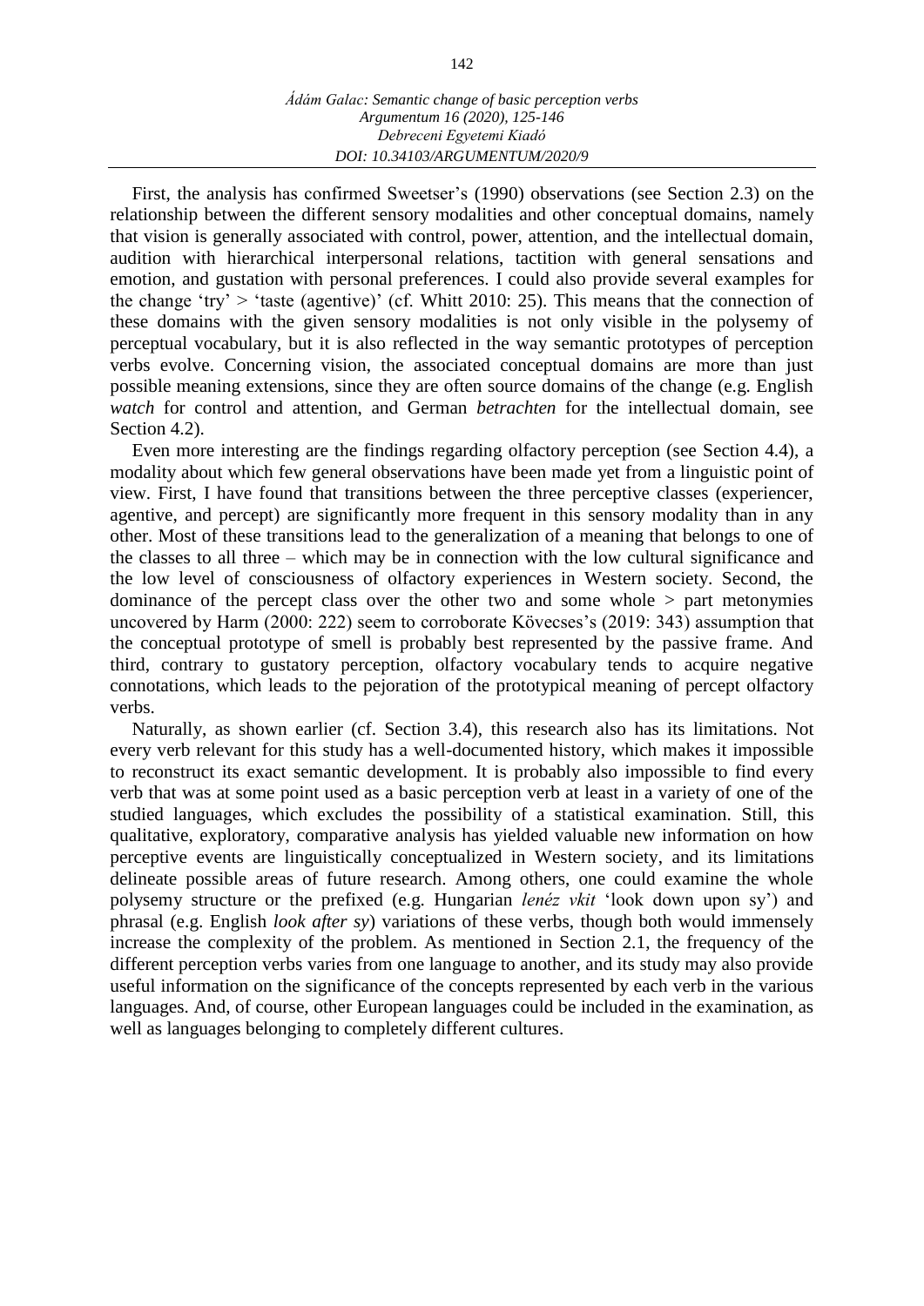First, the analysis has confirmed Sweetser's (1990) observations (see Section 2.3) on the relationship between the different sensory modalities and other conceptual domains, namely that vision is generally associated with control, power, attention, and the intellectual domain, audition with hierarchical interpersonal relations, tactition with general sensations and emotion, and gustation with personal preferences. I could also provide several examples for the change 'try' > 'taste (agentive)' (cf. Whitt 2010: 25). This means that the connection of these domains with the given sensory modalities is not only visible in the polysemy of perceptual vocabulary, but it is also reflected in the way semantic prototypes of perception verbs evolve. Concerning vision, the associated conceptual domains are more than just possible meaning extensions, since they are often source domains of the change (e.g. English *watch* for control and attention, and German *betrachten* for the intellectual domain, see Section 4.2).

Even more interesting are the findings regarding olfactory perception (see Section 4.4), a modality about which few general observations have been made yet from a linguistic point of view. First, I have found that transitions between the three perceptive classes (experiencer, agentive, and percept) are significantly more frequent in this sensory modality than in any other. Most of these transitions lead to the generalization of a meaning that belongs to one of the classes to all three – which may be in connection with the low cultural significance and the low level of consciousness of olfactory experiences in Western society. Second, the dominance of the percept class over the other two and some whole > part metonymies uncovered by Harm (2000: 222) seem to corroborate Kövecses's (2019: 343) assumption that the conceptual prototype of smell is probably best represented by the passive frame. And third, contrary to gustatory perception, olfactory vocabulary tends to acquire negative connotations, which leads to the pejoration of the prototypical meaning of percept olfactory verbs.

Naturally, as shown earlier (cf. Section 3.4), this research also has its limitations. Not every verb relevant for this study has a well-documented history, which makes it impossible to reconstruct its exact semantic development. It is probably also impossible to find every verb that was at some point used as a basic perception verb at least in a variety of one of the studied languages, which excludes the possibility of a statistical examination. Still, this qualitative, exploratory, comparative analysis has yielded valuable new information on how perceptive events are linguistically conceptualized in Western society, and its limitations delineate possible areas of future research. Among others, one could examine the whole polysemy structure or the prefixed (e.g. Hungarian *lenéz vkit* 'look down upon sy') and phrasal (e.g. English *look after sy*) variations of these verbs, though both would immensely increase the complexity of the problem. As mentioned in Section 2.1, the frequency of the different perception verbs varies from one language to another, and its study may also provide useful information on the significance of the concepts represented by each verb in the various languages. And, of course, other European languages could be included in the examination, as well as languages belonging to completely different cultures.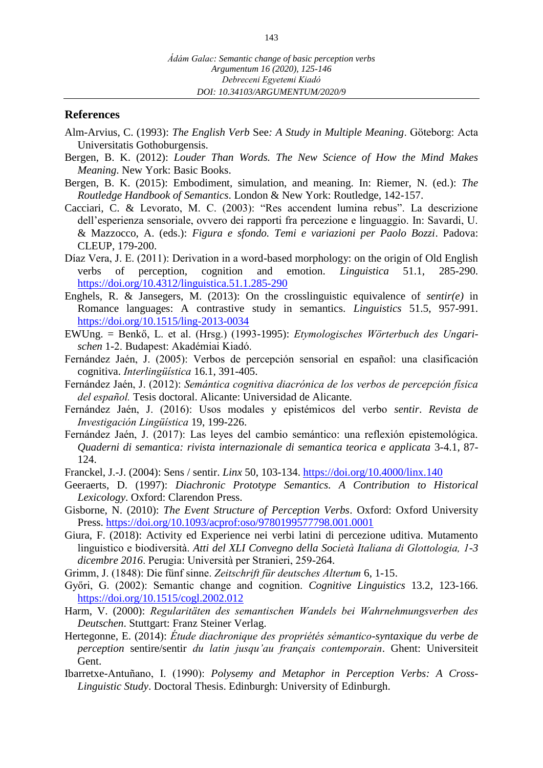## References

Alm-Arvius, C. (1993): *The English Verb* See*: A Study in Multiple Meaning*. Göteborg: Acta Universitatis Gothoburgensis.

Bergen, B. K. (2012): *Louder Than Words. The New Science of How the Mind Makes Meaning*. New York: Basic Books.

Bergen, B. K. (2015): Embodiment, simulation, and meaning. In: Riemer, N. (ed.): *The Routledge Handbook of Semantics*. London & New York: Routledge, 142-157.

Cacciari, C. & Levorato, M. C. (2003): "Res accendent lumina rebus". La descrizione dell'esperienza sensoriale, ovvero dei rapporti fra percezione e linguaggio. In: Savardi, U. & Mazzocco, A. (eds.): *Figura e sfondo. Temi e variazioni per Paolo Bozzi*. Padova: CLEUP, 179-200.

Díaz Vera, J. E. (2011): Derivation in a word-based morphology: on the origin of Old English verbs of perception, cognition and emotion. *Linguistica* 51.1, 285-290. https://doi.org/10.4312/linguistica.51.1.285-290

Enghels, R. & Jansegers, M. (2013): On the crosslinguistic equivalence of *sentir(e)* in Romance languages: A contrastive study in semantics. *Linguistics* 51.5, 957-991. https://doi.org/10.1515/ling-2013-0034

EWUng. = Benkő, L. et al. (Hrsg.) (1993-1995): *Etymologisches Wörterbuch des Ungarischen* 1-2. Budapest: Akadémiai Kiadó.

Fernández Jaén, J. (2005): Verbos de percepción sensorial en español: una clasificación cognitiva. *Interlingüística* 16.1, 391-405.

Fernández Jaén, J. (2012): *Semántica cognitiva diacrónica de los verbos de percepción física del español.* Tesis doctoral. Alicante: Universidad de Alicante.

Fernández Jaén, J. (2016): Usos modales y epistémicos del verbo *sentir*. *Revista de Investigación Lingüística* 19, 199-226.

Fernández Jaén, J. (2017): Las leyes del cambio semántico: una reflexión epistemológica. *Quaderni di semantica: rivista internazionale di semantica teorica e applicata* 3-4.1, 87-124.

Franckel, J.-J. (2004): Sens / sentir. *Linx* 50, 103-134. https://doi.org/10.4000/linx.140

Geeraerts, D. (1997): *Diachronic Prototype Semantics. A Contribution to Historical Lexicology*. Oxford: Clarendon Press.

Gisborne, N. (2010): *The Event Structure of Perception Verbs*. Oxford: Oxford University Press. https://doi.org/10.1093/acprof:oso/9780199577798.001.0001

Giura, F. (2018): Activity ed Experience nei verbi latini di percezione uditiva. Mutamento linguistico e biodiversità. *Atti del XLI Convegno della Società Italiana di Glottologia, 1-3 dicembre 2016*. Perugia: Università per Stranieri, 259-264.

Grimm, J. (1848): Die fünf sinne. *Zeitschrift für deutsches Altertum* 6, 1-15.

Győri, G. (2002): Semantic change and cognition. *Cognitive Linguistics* 13.2, 123-166. https://doi.org/10.1515/cogl.2002.012

Harm, V. (2000): *Regularitäten des semantischen Wandels bei Wahrnehmungsverben des Deutschen*. Stuttgart: Franz Steiner Verlag.

Hertegonne, E. (2014): *Étude diachronique des propriétés sémantico-syntaxique du verbe de perception* sentire/sentir *du latin jusqu'au français contemporain*. Ghent: Universiteit Gent.

Ibarretxe-Antuñano, I. (1990): *Polysemy and Metaphor in Perception Verbs: A Cross-Linguistic Study*. Doctoral Thesis. Edinburgh: University of Edinburgh.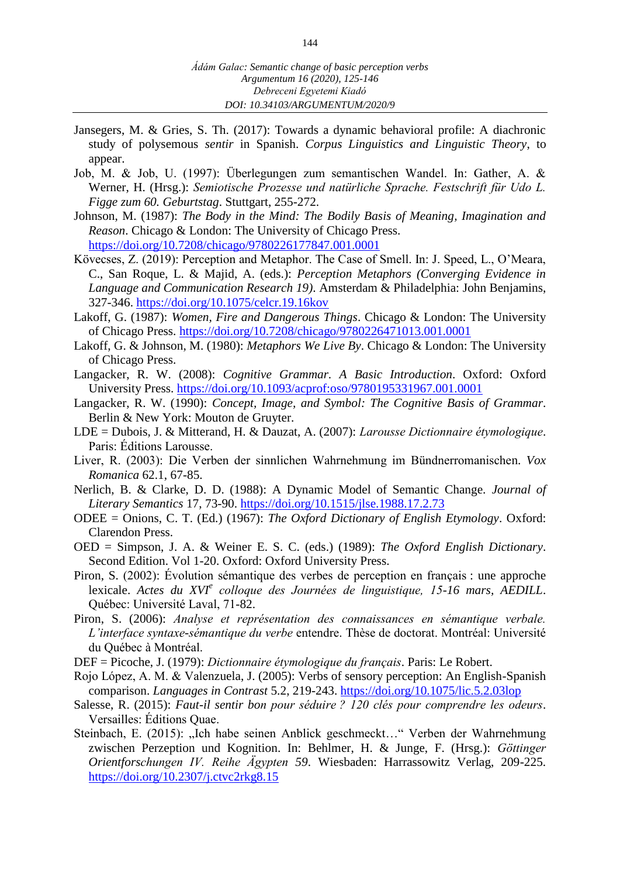Jansegers, M. & Gries, S. Th. (2017): Towards a dynamic behavioral profile: A diachronic study of polysemous *sentir* in Spanish. *Corpus Linguistics and Linguistic Theory*, to appear.

Job, M. & Job, U. (1997): Überlegungen zum semantischen Wandel. In: Gather, A. & Werner, H. (Hrsg.): *Semiotische Prozesse und natürliche Sprache. Festschrift für Udo L. Figge zum 60. Geburtstag*. Stuttgart, 255-272.

Johnson, M. (1987): *The Body in the Mind: The Bodily Basis of Meaning, Imagination and Reason*. Chicago & London: The University of Chicago Press. https://doi.org/10.7208/chicago/9780226177847.001.0001

Kövecses, Z. (2019): Perception and Metaphor. The Case of Smell. In: J. Speed, L., O'Meara, C., San Roque, L. & Majid, A. (eds.): *Perception Metaphors (Converging Evidence in Language and Communication Research 19)*. Amsterdam & Philadelphia: John Benjamins, 327-346. https://doi.org/10.1075/celcr.19.16kov

Lakoff, G. (1987): *Women, Fire and Dangerous Things*. Chicago & London: The University of Chicago Press. https://doi.org/10.7208/chicago/9780226471013.001.0001

Lakoff, G. & Johnson, M. (1980): *Metaphors We Live By*. Chicago & London: The University of Chicago Press.

Langacker, R. W. (2008): *Cognitive Grammar. A Basic Introduction*. Oxford: Oxford University Press. https://doi.org/10.1093/acprof:oso/9780195331967.001.0001

Langacker, R. W. (1990): *Concept, Image, and Symbol: The Cognitive Basis of Grammar*. Berlin & New York: Mouton de Gruyter.

LDE = Dubois, J. & Mitterand, H. & Dauzat, A. (2007): *Larousse Dictionnaire étymologique*. Paris: Éditions Larousse.

Liver, R. (2003): Die Verben der sinnlichen Wahrnehmung im Bündnerromanischen. *Vox Romanica* 62.1, 67-85.

Nerlich, B. & Clarke, D. D. (1988): A Dynamic Model of Semantic Change. *Journal of Literary Semantics* 17, 73-90. https://doi.org/10.1515/jlse.1988.17.2.73

ODEE = Onions, C. T. (Ed.) (1967): *The Oxford Dictionary of English Etymology*. Oxford: Clarendon Press.

OED = Simpson, J. A. & Weiner E. S. C. (eds.) (1989): *The Oxford English Dictionary*. Second Edition. Vol 1-20. Oxford: Oxford University Press.

Piron, S. (2002): Évolution sémantique des verbes de perception en français : une approche lexicale. *Actes du XVI^e colloque des Journées de linguistique, 15-16 mars, AEDILL*. Québec: Université Laval, 71-82.

Piron, S. (2006): *Analyse et représentation des connaissances en sémantique verbale. L'interface syntaxe-sémantique du verbe* entendre. Thèse de doctorat. Montréal: Université du Québec à Montréal.

DEF = Picoche, J. (1979): *Dictionnaire étymologique du français*. Paris: Le Robert.

Rojo López, A. M. & Valenzuela, J. (2005): Verbs of sensory perception: An English-Spanish comparison. *Languages in Contrast* 5.2, 219-243. https://doi.org/10.1075/lic.5.2.03lop

Salesse, R. (2015): *Faut-il sentir bon pour séduire ? 120 clés pour comprendre les odeurs*. Versailles: Éditions Quae.

Steinbach, E. (2015): „Ich habe seinen Anblick geschmeckt…" Verben der Wahrnehmung zwischen Perzeption und Kognition. In: Behlmer, H. & Junge, F. (Hrsg.): *Göttinger Orientforschungen IV. Reihe Ägypten 59*. Wiesbaden: Harrassowitz Verlag, 209-225. https://doi.org/10.2307/j.ctvc2rkg8.15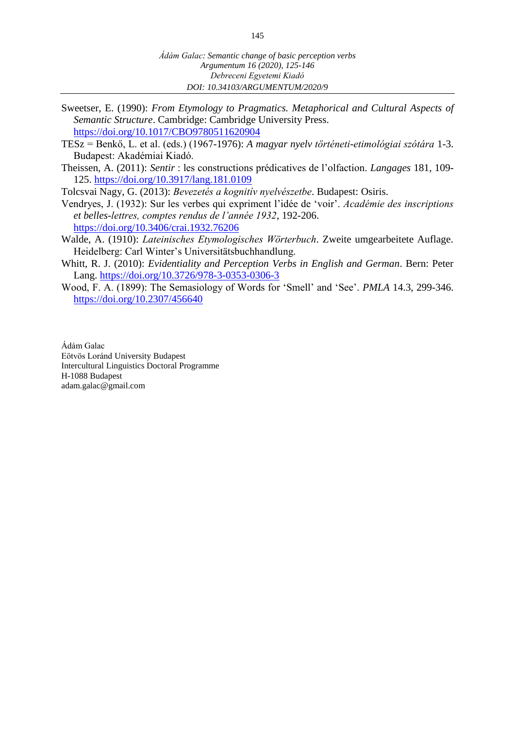Sweetser, E. (1990): *From Etymology to Pragmatics. Metaphorical and Cultural Aspects of Semantic Structure*. Cambridge: Cambridge University Press. https://doi.org/10.1017/CBO9780511620904

TESz = Benkő, L. et al. (eds.) (1967-1976): *A magyar nyelv történeti-etimológiai szótára* 1-3. Budapest: Akadémiai Kiadó.

Theissen, A. (2011): *Sentir* : les constructions prédicatives de l'olfaction. *Langages* 181, 109-125. https://doi.org/10.3917/lang.181.0109

Tolcsvai Nagy, G. (2013): *Bevezetés a kognitív nyelvészetbe*. Budapest: Osiris.

Vendryes, J. (1932): Sur les verbes qui expriment l'idée de 'voir'. *Académie des inscriptions et belles-lettres, comptes rendus de l'année 1932*, 192-206. https://doi.org/10.3406/crai.1932.76206

Walde, A. (1910): *Lateinisches Etymologisches Wörterbuch*. Zweite umgearbeitete Auflage. Heidelberg: Carl Winter's Universitätsbuchhandlung.

Whitt, R. J. (2010): *Evidentiality and Perception Verbs in English and German*. Bern: Peter Lang. https://doi.org/10.3726/978-3-0353-0306-3

Wood, F. A. (1899): The Semasiology of Words for 'Smell' and 'See'. *PMLA* 14.3, 299-346. https://doi.org/10.2307/456640

Ádám Galac
Eötvös Loránd University Budapest
Intercultural Linguistics Doctoral Programme
H-1088 Budapest
adam.galac@gmail.com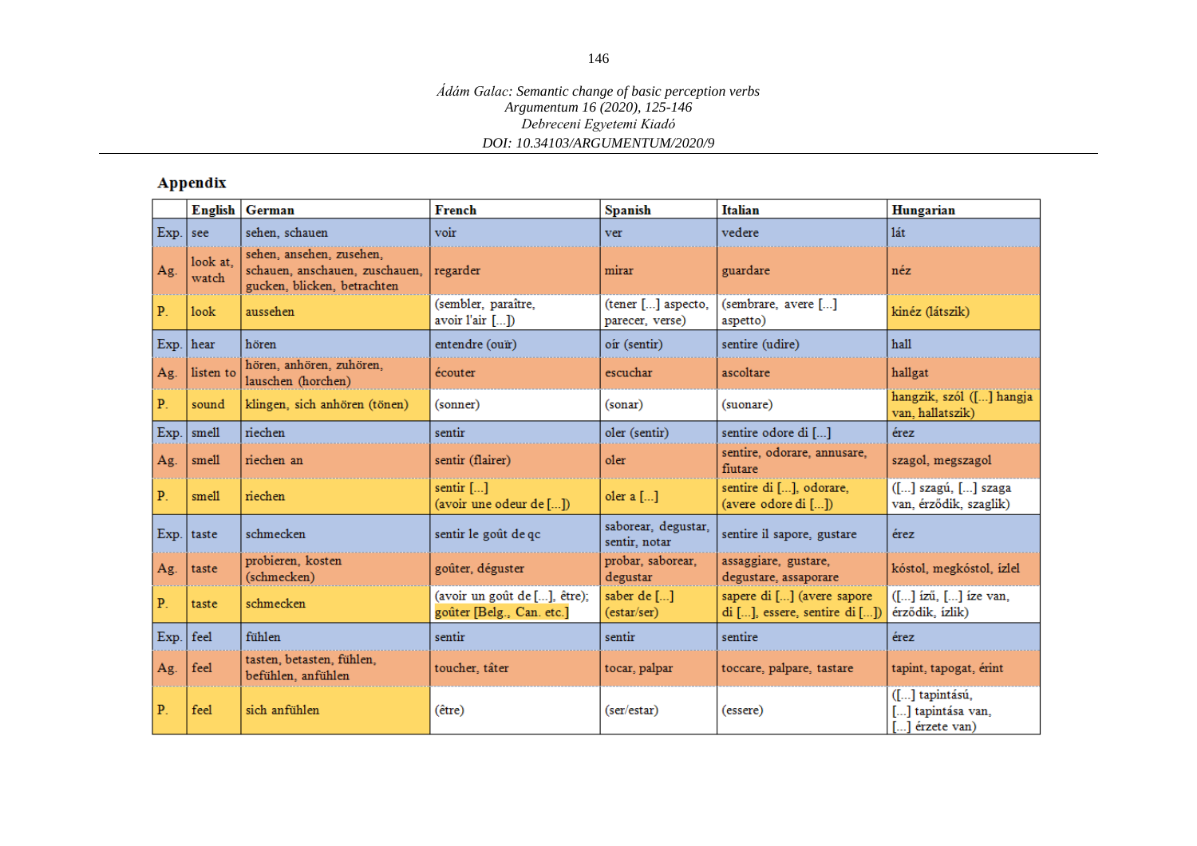## Appendix

| | English | German | French | Spanish | Italian | Hungarian |
|---|---|---|---|---|---|---|
| Exp. | see | sehen, schauen | voir | ver | vedere | lát |
| Ag. | look at, watch | sehen, ansehen, zusehen, schauen, anschauen, zuschauen, gucken, blicken, betrachten | regarder | mirar | guardare | néz |
| P. | look | aussehen | (sembler, paraître, avoir l'air [...]) | (tener [...] aspecto, parecer, verse) | (sembrare, avere [...] aspetto) | kinéz (látszik) |
| Exp. | hear | hören | entendre (ouïr) | oír (sentir) | sentire (udire) | hall |
| Ag. | listen to | hören, anhören, zuhören, lauschen (horchen) | écouter | escuchar | ascoltare | hallgat |
| P. | sound | klingen, sich anhören (tönen) | (sonner) | (sonar) | (suonare) | hangzik, szól ([...] hangja van, hallatszik) |
| Exp. | smell | riechen | sentir | oler (sentir) | sentire odore di [...] | érez |
| Ag. | smell | riechen an | sentir (flairer) | oler | sentire, odorare, annusare, fiutare | szagol, megszagol |
| P. | smell | riechen | sentir [...] (avoir une odeur de [...]) | oler a [...] | sentire di [...], odorare, (avere odore di [...]) | ([...] szagú, [...] szaga van, érződik, szaglik) |
| Exp. | taste | schmecken | sentir le goût de qc | saborear, degustar, sentir, notar | sentire il sapore, gustare | érez |
| Ag. | taste | probieren, kosten (schmecken) | goûter, déguster | probar, saborear, degustar | assaggiare, gustare, degustare, assaporare | kóstol, megkóstol, ízlel |
| P. | taste | schmecken | (avoir un goût de [...], être); goûter [Belg., Can. etc.] | saber de [...] (estar/ser) | sapere di [...] (avere sapore di [...], essere, sentire di [...]) | ([...] ízű, [...] íze van, érződik, ízlik) |
| Exp. | feel | fühlen | sentir | sentir | sentire | érez |
| Ag. | feel | tasten, betasten, fühlen, befühlen, anfühlen | toucher, tâter | tocar, palpar | toccare, palpare, tastare | tapint, tapogat, érint |
| P. | feel | sich anfühlen | (être) | (ser/estar) | (essere) | ([...] tapintású, [...] tapintása van, [...] érzete van) |